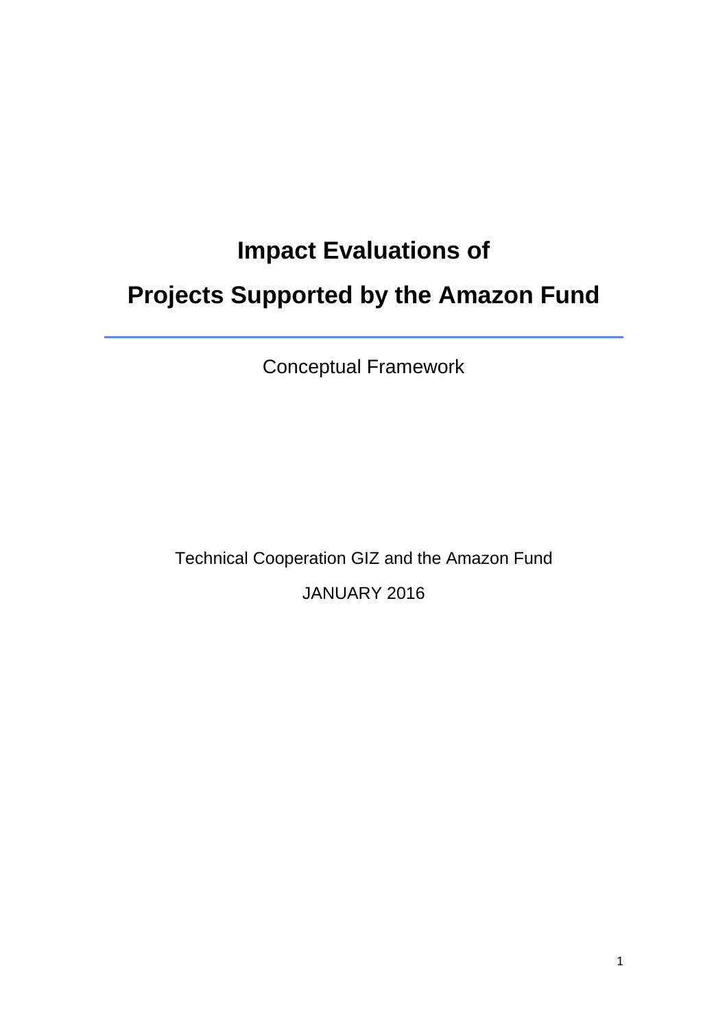# Impact Evaluations of Projects Supported by the Amazon Fund

Conceptual Framework

Technical Cooperation GIZ and the Amazon Fund

JANUARY 2016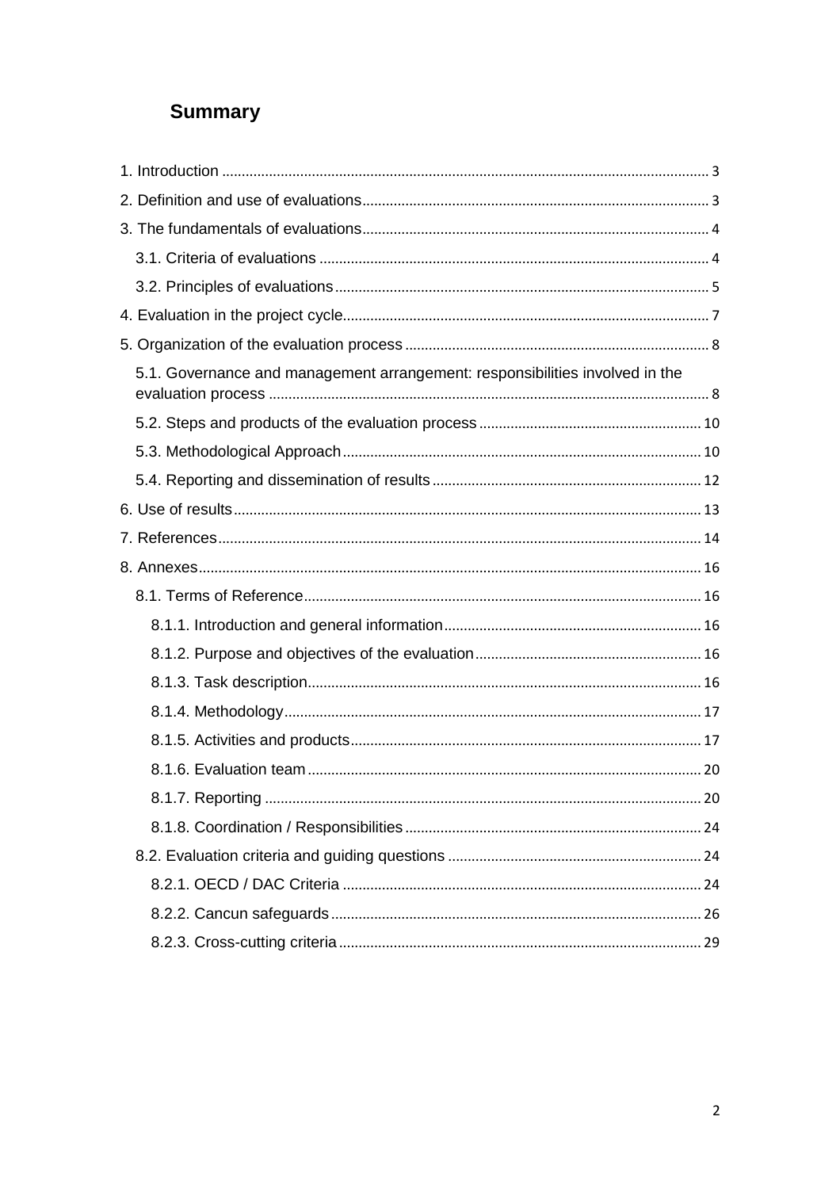# Summary

1. Introduction ..... 3
2. Definition and use of evaluations ..... 3
3. The fundamentals of evaluations ..... 4
   - 3.1. Criteria of evaluations ..... 4
   - 3.2. Principles of evaluations ..... 5
4. Evaluation in the project cycle ..... 7
5. Organization of the evaluation process ..... 8
   - 5.1. Governance and management arrangement: responsibilities involved in the evaluation process ..... 8
   - 5.2. Steps and products of the evaluation process ..... 10
   - 5.3. Methodological Approach ..... 10
   - 5.4. Reporting and dissemination of results ..... 12
6. Use of results ..... 13
7. References ..... 14
8. Annexes ..... 16
   - 8.1. Terms of Reference ..... 16
     - 8.1.1. Introduction and general information ..... 16
     - 8.1.2. Purpose and objectives of the evaluation ..... 16
     - 8.1.3. Task description ..... 16
     - 8.1.4. Methodology ..... 17
     - 8.1.5. Activities and products ..... 17
     - 8.1.6. Evaluation team ..... 20
     - 8.1.7. Reporting ..... 20
     - 8.1.8. Coordination / Responsibilities ..... 24
   - 8.2. Evaluation criteria and guiding questions ..... 24
     - 8.2.1. OECD / DAC Criteria ..... 24
     - 8.2.2. Cancun safeguards ..... 26
     - 8.2.3. Cross-cutting criteria ..... 29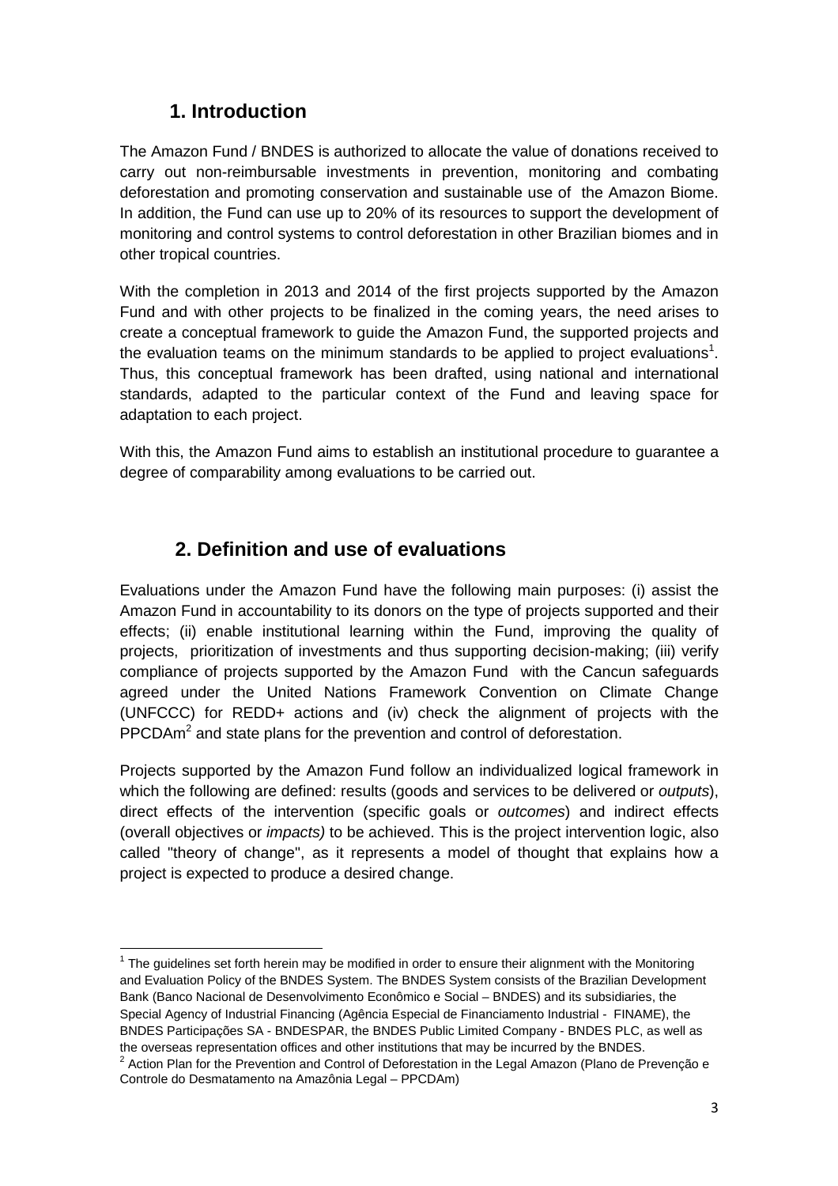## 1. Introduction

The Amazon Fund / BNDES is authorized to allocate the value of donations received to carry out non-reimbursable investments in prevention, monitoring and combating deforestation and promoting conservation and sustainable use of the Amazon Biome. In addition, the Fund can use up to 20% of its resources to support the development of monitoring and control systems to control deforestation in other Brazilian biomes and in other tropical countries.

With the completion in 2013 and 2014 of the first projects supported by the Amazon Fund and with other projects to be finalized in the coming years, the need arises to create a conceptual framework to guide the Amazon Fund, the supported projects and the evaluation teams on the minimum standards to be applied to project evaluations[1]. Thus, this conceptual framework has been drafted, using national and international standards, adapted to the particular context of the Fund and leaving space for adaptation to each project.

With this, the Amazon Fund aims to establish an institutional procedure to guarantee a degree of comparability among evaluations to be carried out.

## 2. Definition and use of evaluations

Evaluations under the Amazon Fund have the following main purposes: (i) assist the Amazon Fund in accountability to its donors on the type of projects supported and their effects; (ii) enable institutional learning within the Fund, improving the quality of projects, prioritization of investments and thus supporting decision-making; (iii) verify compliance of projects supported by the Amazon Fund with the Cancun safeguards agreed under the United Nations Framework Convention on Climate Change (UNFCCC) for REDD+ actions and (iv) check the alignment of projects with the PPCDAm[2] and state plans for the prevention and control of deforestation.

Projects supported by the Amazon Fund follow an individualized logical framework in which the following are defined: results (goods and services to be delivered or *outputs*), direct effects of the intervention (specific goals or *outcomes*) and indirect effects (overall objectives or *impacts)* to be achieved. This is the project intervention logic, also called "theory of change", as it represents a model of thought that explains how a project is expected to produce a desired change.

[1] The guidelines set forth herein may be modified in order to ensure their alignment with the Monitoring and Evaluation Policy of the BNDES System. The BNDES System consists of the Brazilian Development Bank (Banco Nacional de Desenvolvimento Econômico e Social – BNDES) and its subsidiaries, the Special Agency of Industrial Financing (Agência Especial de Financiamento Industrial - FINAME), the BNDES Participações SA - BNDESPAR, the BNDES Public Limited Company - BNDES PLC, as well as the overseas representation offices and other institutions that may be incurred by the BNDES.

[2] Action Plan for the Prevention and Control of Deforestation in the Legal Amazon (Plano de Prevenção e Controle do Desmatamento na Amazônia Legal – PPCDAm)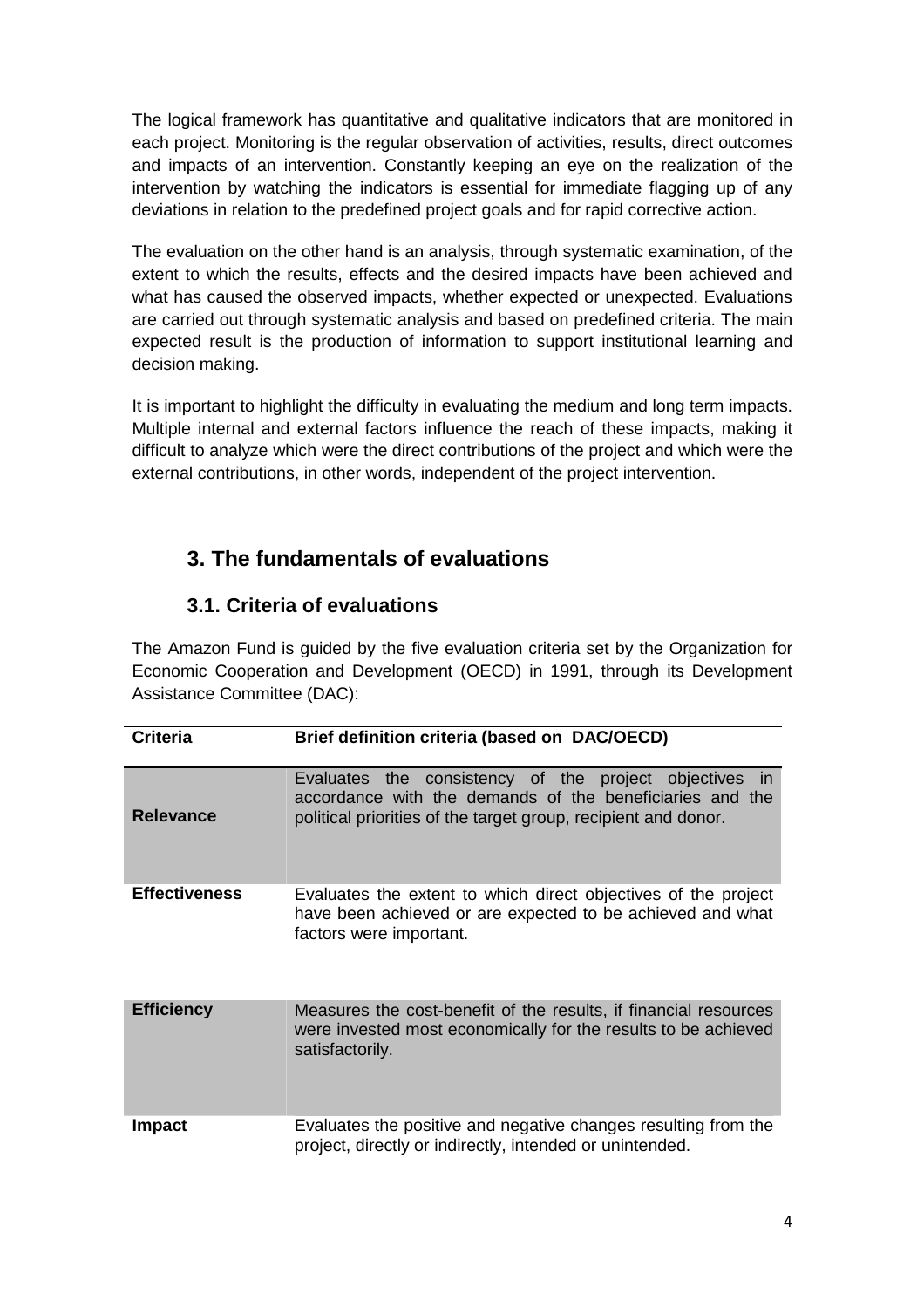The logical framework has quantitative and qualitative indicators that are monitored in each project. Monitoring is the regular observation of activities, results, direct outcomes and impacts of an intervention. Constantly keeping an eye on the realization of the intervention by watching the indicators is essential for immediate flagging up of any deviations in relation to the predefined project goals and for rapid corrective action.

The evaluation on the other hand is an analysis, through systematic examination, of the extent to which the results, effects and the desired impacts have been achieved and what has caused the observed impacts, whether expected or unexpected. Evaluations are carried out through systematic analysis and based on predefined criteria. The main expected result is the production of information to support institutional learning and decision making.

It is important to highlight the difficulty in evaluating the medium and long term impacts. Multiple internal and external factors influence the reach of these impacts, making it difficult to analyze which were the direct contributions of the project and which were the external contributions, in other words, independent of the project intervention.

# 3. The fundamentals of evaluations

## 3.1. Criteria of evaluations

The Amazon Fund is guided by the five evaluation criteria set by the Organization for Economic Cooperation and Development (OECD) in 1991, through its Development Assistance Committee (DAC):

| Criteria | Brief definition criteria (based on DAC/OECD) |
| --- | --- |
| **Relevance** | Evaluates the consistency of the project objectives in accordance with the demands of the beneficiaries and the political priorities of the target group, recipient and donor. |
| **Effectiveness** | Evaluates the extent to which direct objectives of the project have been achieved or are expected to be achieved and what factors were important. |
| **Efficiency** | Measures the cost-benefit of the results, if financial resources were invested most economically for the results to be achieved satisfactorily. |
| **Impact** | Evaluates the positive and negative changes resulting from the project, directly or indirectly, intended or unintended. |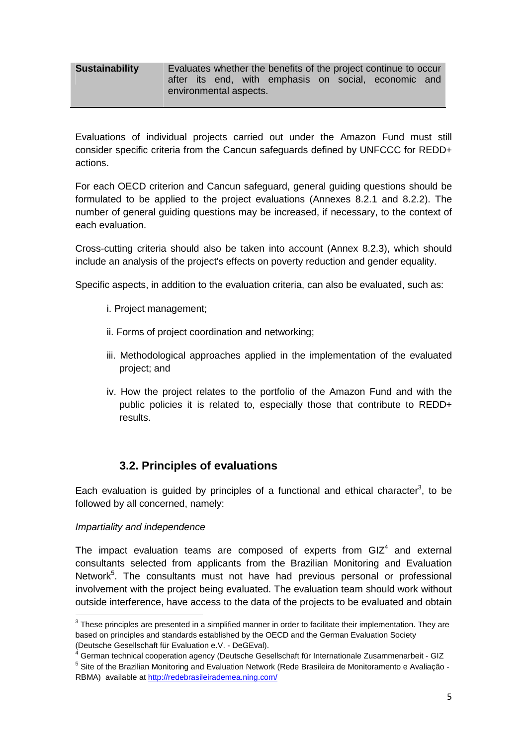| | |
|---|---|
| **Sustainability** | Evaluates whether the benefits of the project continue to occur after its end, with emphasis on social, economic and environmental aspects. |

Evaluations of individual projects carried out under the Amazon Fund must still consider specific criteria from the Cancun safeguards defined by UNFCCC for REDD+ actions.

For each OECD criterion and Cancun safeguard, general guiding questions should be formulated to be applied to the project evaluations (Annexes 8.2.1 and 8.2.2). The number of general guiding questions may be increased, if necessary, to the context of each evaluation.

Cross-cutting criteria should also be taken into account (Annex 8.2.3), which should include an analysis of the project's effects on poverty reduction and gender equality.

Specific aspects, in addition to the evaluation criteria, can also be evaluated, such as:

i. Project management;

ii. Forms of project coordination and networking;

iii. Methodological approaches applied in the implementation of the evaluated project; and

iv. How the project relates to the portfolio of the Amazon Fund and with the public policies it is related to, especially those that contribute to REDD+ results.

## 3.2. Principles of evaluations

Each evaluation is guided by principles of a functional and ethical character[3], to be followed by all concerned, namely:

*Impartiality and independence*

The impact evaluation teams are composed of experts from GIZ[4] and external consultants selected from applicants from the Brazilian Monitoring and Evaluation Network[5]. The consultants must not have had previous personal or professional involvement with the project being evaluated. The evaluation team should work without outside interference, have access to the data of the projects to be evaluated and obtain

[3] These principles are presented in a simplified manner in order to facilitate their implementation. They are based on principles and standards established by the OECD and the German Evaluation Society (Deutsche Gesellschaft für Evaluation e.V. - DeGEval).

[4] German technical cooperation agency (Deutsche Gesellschaft für Internationale Zusammenarbeit - GIZ

[5] Site of the Brazilian Monitoring and Evaluation Network (Rede Brasileira de Monitoramento e Avaliação - RBMA) available at http://redebrasileirademea.ning.com/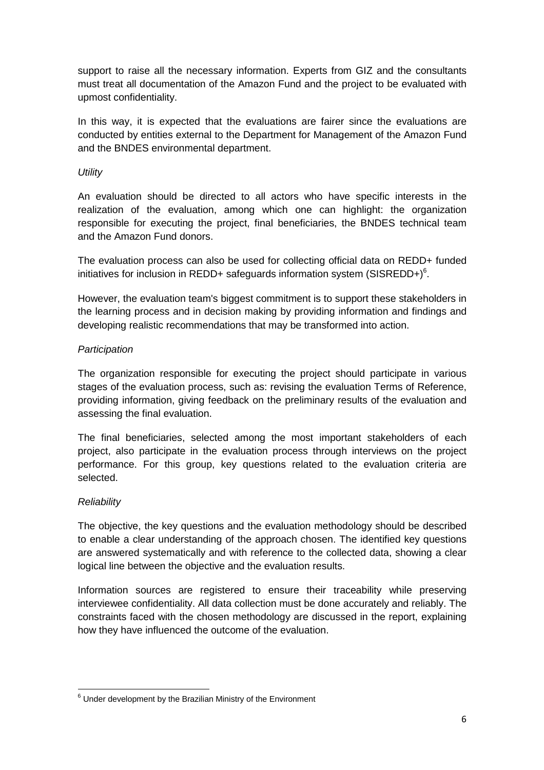support to raise all the necessary information. Experts from GIZ and the consultants must treat all documentation of the Amazon Fund and the project to be evaluated with upmost confidentiality.

In this way, it is expected that the evaluations are fairer since the evaluations are conducted by entities external to the Department for Management of the Amazon Fund and the BNDES environmental department.

*Utility*

An evaluation should be directed to all actors who have specific interests in the realization of the evaluation, among which one can highlight: the organization responsible for executing the project, final beneficiaries, the BNDES technical team and the Amazon Fund donors.

The evaluation process can also be used for collecting official data on REDD+ funded initiatives for inclusion in REDD+ safeguards information system (SISREDD+)[6].

However, the evaluation team's biggest commitment is to support these stakeholders in the learning process and in decision making by providing information and findings and developing realistic recommendations that may be transformed into action.

*Participation*

The organization responsible for executing the project should participate in various stages of the evaluation process, such as: revising the evaluation Terms of Reference, providing information, giving feedback on the preliminary results of the evaluation and assessing the final evaluation.

The final beneficiaries, selected among the most important stakeholders of each project, also participate in the evaluation process through interviews on the project performance. For this group, key questions related to the evaluation criteria are selected.

*Reliability*

The objective, the key questions and the evaluation methodology should be described to enable a clear understanding of the approach chosen. The identified key questions are answered systematically and with reference to the collected data, showing a clear logical line between the objective and the evaluation results.

Information sources are registered to ensure their traceability while preserving interviewee confidentiality. All data collection must be done accurately and reliably. The constraints faced with the chosen methodology are discussed in the report, explaining how they have influenced the outcome of the evaluation.

[6] Under development by the Brazilian Ministry of the Environment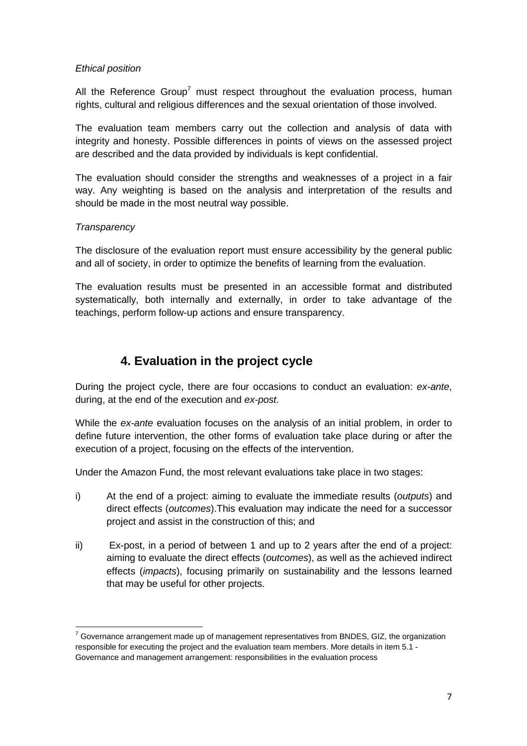*Ethical position*

All the Reference Group[7] must respect throughout the evaluation process, human rights, cultural and religious differences and the sexual orientation of those involved.

The evaluation team members carry out the collection and analysis of data with integrity and honesty. Possible differences in points of views on the assessed project are described and the data provided by individuals is kept confidential.

The evaluation should consider the strengths and weaknesses of a project in a fair way. Any weighting is based on the analysis and interpretation of the results and should be made in the most neutral way possible.

*Transparency*

The disclosure of the evaluation report must ensure accessibility by the general public and all of society, in order to optimize the benefits of learning from the evaluation.

The evaluation results must be presented in an accessible format and distributed systematically, both internally and externally, in order to take advantage of the teachings, perform follow-up actions and ensure transparency.

## 4. Evaluation in the project cycle

During the project cycle, there are four occasions to conduct an evaluation: *ex-ante*, during, at the end of the execution and *ex-post*.

While the *ex-ante* evaluation focuses on the analysis of an initial problem, in order to define future intervention, the other forms of evaluation take place during or after the execution of a project, focusing on the effects of the intervention.

Under the Amazon Fund, the most relevant evaluations take place in two stages:

i) At the end of a project: aiming to evaluate the immediate results (*outputs*) and direct effects (*outcomes*).This evaluation may indicate the need for a successor project and assist in the construction of this; and

ii) Ex-post, in a period of between 1 and up to 2 years after the end of a project: aiming to evaluate the direct effects (*outcomes*), as well as the achieved indirect effects (*impacts*), focusing primarily on sustainability and the lessons learned that may be useful for other projects.

[7] Governance arrangement made up of management representatives from BNDES, GIZ, the organization responsible for executing the project and the evaluation team members. More details in item 5.1 - Governance and management arrangement: responsibilities in the evaluation process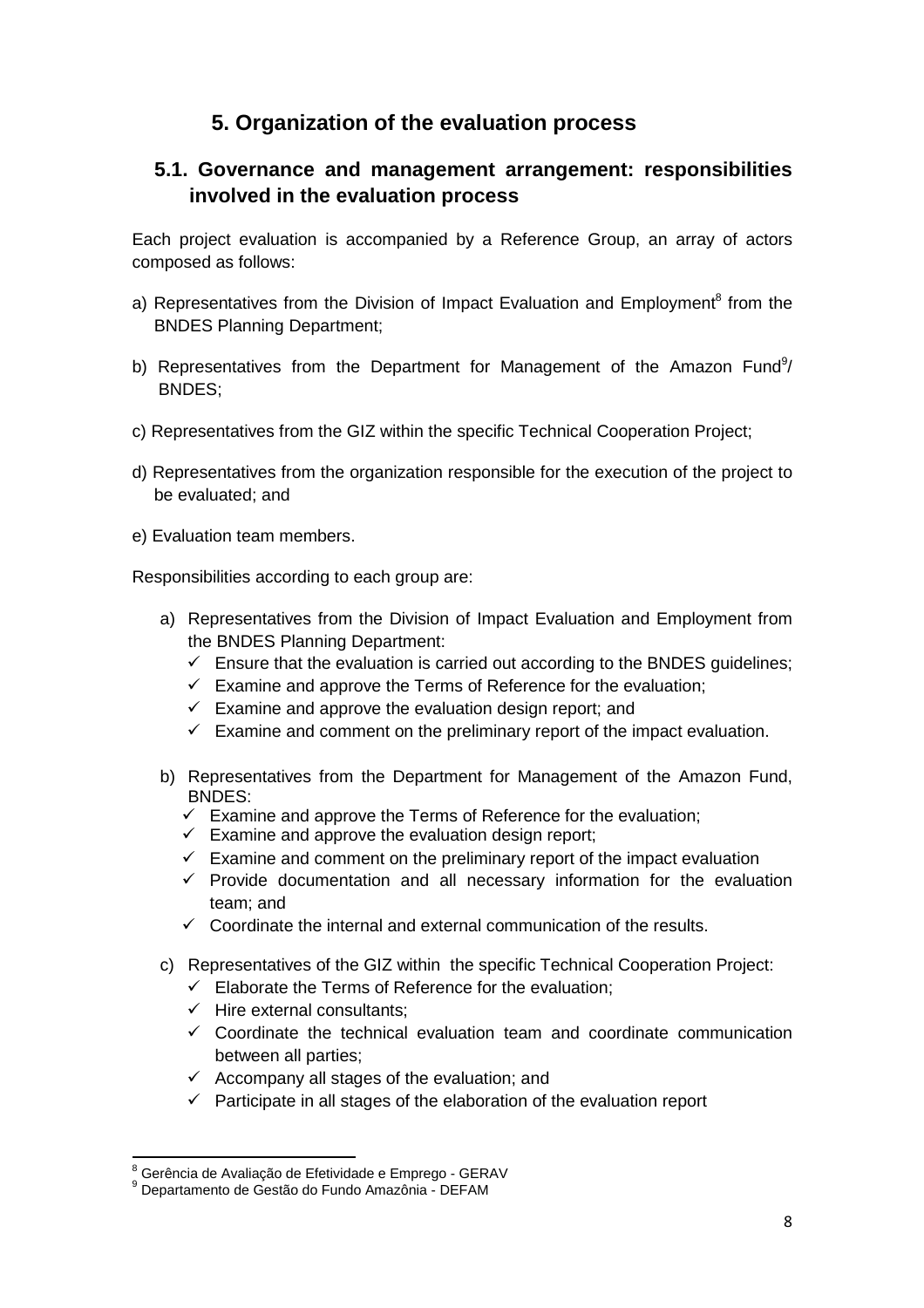# 5. Organization of the evaluation process

## 5.1. Governance and management arrangement: responsibilities involved in the evaluation process

Each project evaluation is accompanied by a Reference Group, an array of actors composed as follows:

a) Representatives from the Division of Impact Evaluation and Employment[8] from the BNDES Planning Department;

b) Representatives from the Department for Management of the Amazon Fund[9]/ BNDES;

c) Representatives from the GIZ within the specific Technical Cooperation Project;

d) Representatives from the organization responsible for the execution of the project to be evaluated; and

e) Evaluation team members.

Responsibilities according to each group are:

a) Representatives from the Division of Impact Evaluation and Employment from the BNDES Planning Department:
   - ✓ Ensure that the evaluation is carried out according to the BNDES guidelines;
   - ✓ Examine and approve the Terms of Reference for the evaluation;
   - ✓ Examine and approve the evaluation design report; and
   - ✓ Examine and comment on the preliminary report of the impact evaluation.

b) Representatives from the Department for Management of the Amazon Fund, BNDES:
   - ✓ Examine and approve the Terms of Reference for the evaluation;
   - ✓ Examine and approve the evaluation design report;
   - ✓ Examine and comment on the preliminary report of the impact evaluation
   - ✓ Provide documentation and all necessary information for the evaluation team; and
   - ✓ Coordinate the internal and external communication of the results.

c) Representatives of the GIZ within the specific Technical Cooperation Project:
   - ✓ Elaborate the Terms of Reference for the evaluation;
   - ✓ Hire external consultants;
   - ✓ Coordinate the technical evaluation team and coordinate communication between all parties;
   - ✓ Accompany all stages of the evaluation; and
   - ✓ Participate in all stages of the elaboration of the evaluation report

---

[8] Gerência de Avaliação de Efetividade e Emprego - GERAV
[9] Departamento de Gestão do Fundo Amazônia - DEFAM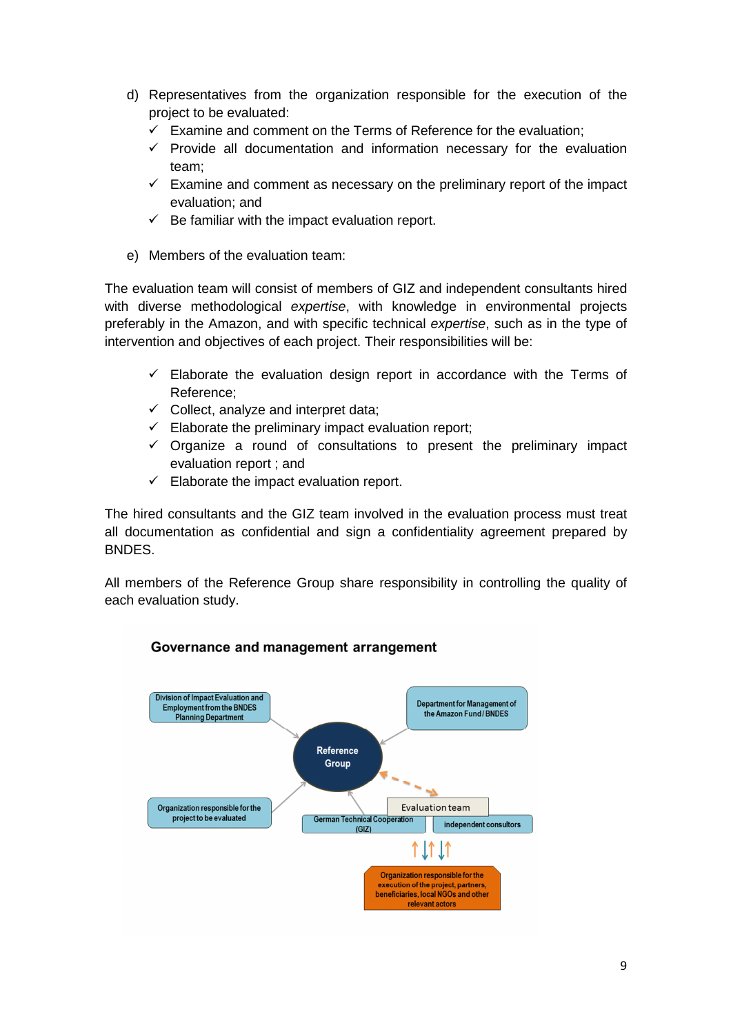d) Representatives from the organization responsible for the execution of the project to be evaluated:
   - ✓ Examine and comment on the Terms of Reference for the evaluation;
   - ✓ Provide all documentation and information necessary for the evaluation team;
   - ✓ Examine and comment as necessary on the preliminary report of the impact evaluation; and
   - ✓ Be familiar with the impact evaluation report.

e) Members of the evaluation team:

The evaluation team will consist of members of GIZ and independent consultants hired with diverse methodological *expertise*, with knowledge in environmental projects preferably in the Amazon, and with specific technical *expertise*, such as in the type of intervention and objectives of each project. Their responsibilities will be:

- ✓ Elaborate the evaluation design report in accordance with the Terms of Reference;
- ✓ Collect, analyze and interpret data;
- ✓ Elaborate the preliminary impact evaluation report;
- ✓ Organize a round of consultations to present the preliminary impact evaluation report ; and
- ✓ Elaborate the impact evaluation report.

The hired consultants and the GIZ team involved in the evaluation process must treat all documentation as confidential and sign a confidentiality agreement prepared by BNDES.

All members of the Reference Group share responsibility in controlling the quality of each evaluation study.

**Governance and management arrangement**

Division of Impact Evaluation and Employment from the BNDES Planning Department

Department for Management of the Amazon Fund / BNDES

Reference Group

Organization responsible for the project to be evaluated

Evaluation team

German Technical Cooperation (GIZ)

independent consultors

Organization responsible for the execution of the project, partners, beneficiaries, local NGOs and other relevant actors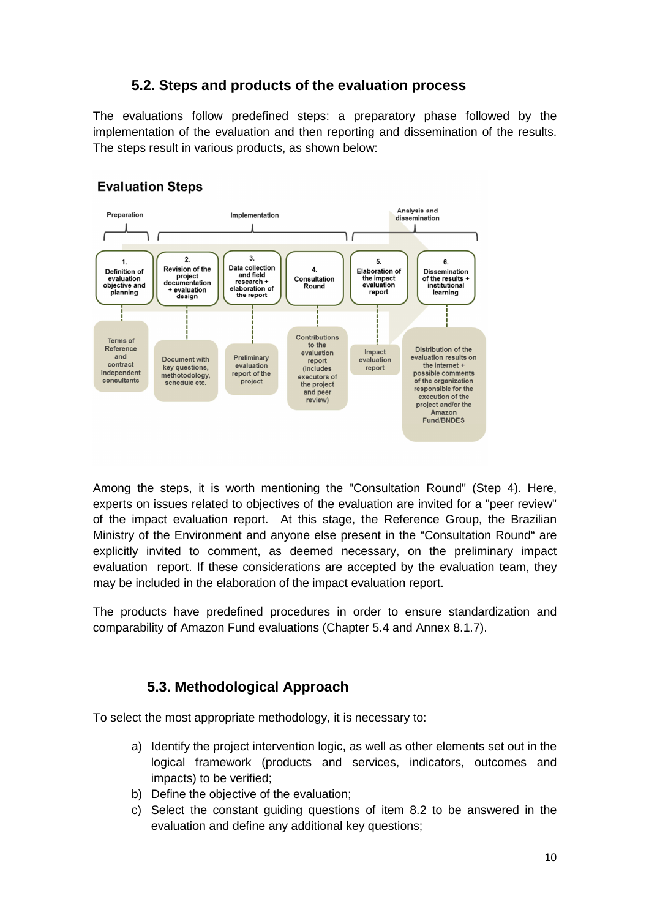## 5.2. Steps and products of the evaluation process

The evaluations follow predefined steps: a preparatory phase followed by the implementation of the evaluation and then reporting and dissemination of the results. The steps result in various products, as shown below:

**Evaluation Steps**

Preparation

Implementation

Analysis and dissemination

1. Definition of evaluation objective and planning

2. Revision of the project documentation + evaluation design

3. Data collection and field research + elaboration of the report

4. Consultation Round

5. Elaboration of the impact evaluation report

6. Dissemination of the results + institutional learning

Terms of Reference and contract independent consultants

Document with key questions, methotodology, schedule etc.

Preliminary evaluation report of the project

Contributions to the evaluation report (includes executors of the project and peer review)

Impact evaluation report

Distribution of the evaluation results on the internet + possible comments of the organization responsible for the execution of the project and/or the Amazon Fund/BNDES

Among the steps, it is worth mentioning the "Consultation Round" (Step 4). Here, experts on issues related to objectives of the evaluation are invited for a "peer review" of the impact evaluation report. At this stage, the Reference Group, the Brazilian Ministry of the Environment and anyone else present in the "Consultation Round" are explicitly invited to comment, as deemed necessary, on the preliminary impact evaluation report. If these considerations are accepted by the evaluation team, they may be included in the elaboration of the impact evaluation report.

The products have predefined procedures in order to ensure standardization and comparability of Amazon Fund evaluations (Chapter 5.4 and Annex 8.1.7).

## 5.3. Methodological Approach

To select the most appropriate methodology, it is necessary to:

a) Identify the project intervention logic, as well as other elements set out in the logical framework (products and services, indicators, outcomes and impacts) to be verified;
b) Define the objective of the evaluation;
c) Select the constant guiding questions of item 8.2 to be answered in the evaluation and define any additional key questions;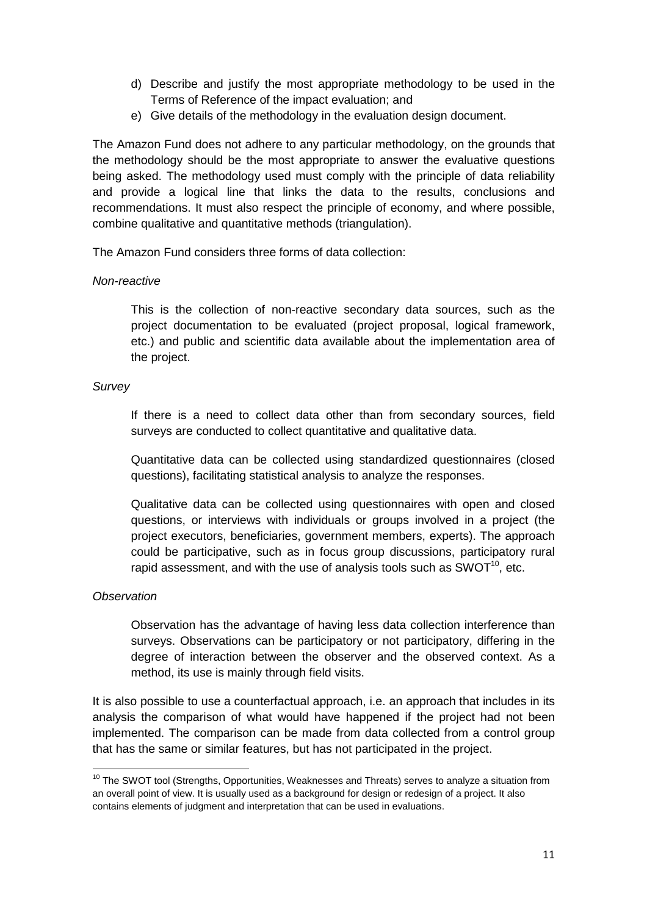d) Describe and justify the most appropriate methodology to be used in the Terms of Reference of the impact evaluation; and
e) Give details of the methodology in the evaluation design document.

The Amazon Fund does not adhere to any particular methodology, on the grounds that the methodology should be the most appropriate to answer the evaluative questions being asked. The methodology used must comply with the principle of data reliability and provide a logical line that links the data to the results, conclusions and recommendations. It must also respect the principle of economy, and where possible, combine qualitative and quantitative methods (triangulation).

The Amazon Fund considers three forms of data collection:

*Non-reactive*

This is the collection of non-reactive secondary data sources, such as the project documentation to be evaluated (project proposal, logical framework, etc.) and public and scientific data available about the implementation area of the project.

*Survey*

If there is a need to collect data other than from secondary sources, field surveys are conducted to collect quantitative and qualitative data.

Quantitative data can be collected using standardized questionnaires (closed questions), facilitating statistical analysis to analyze the responses.

Qualitative data can be collected using questionnaires with open and closed questions, or interviews with individuals or groups involved in a project (the project executors, beneficiaries, government members, experts). The approach could be participative, such as in focus group discussions, participatory rural rapid assessment, and with the use of analysis tools such as SWOT[10], etc.

*Observation*

Observation has the advantage of having less data collection interference than surveys. Observations can be participatory or not participatory, differing in the degree of interaction between the observer and the observed context. As a method, its use is mainly through field visits.

It is also possible to use a counterfactual approach, i.e. an approach that includes in its analysis the comparison of what would have happened if the project had not been implemented. The comparison can be made from data collected from a control group that has the same or similar features, but has not participated in the project.

[10] The SWOT tool (Strengths, Opportunities, Weaknesses and Threats) serves to analyze a situation from an overall point of view. It is usually used as a background for design or redesign of a project. It also contains elements of judgment and interpretation that can be used in evaluations.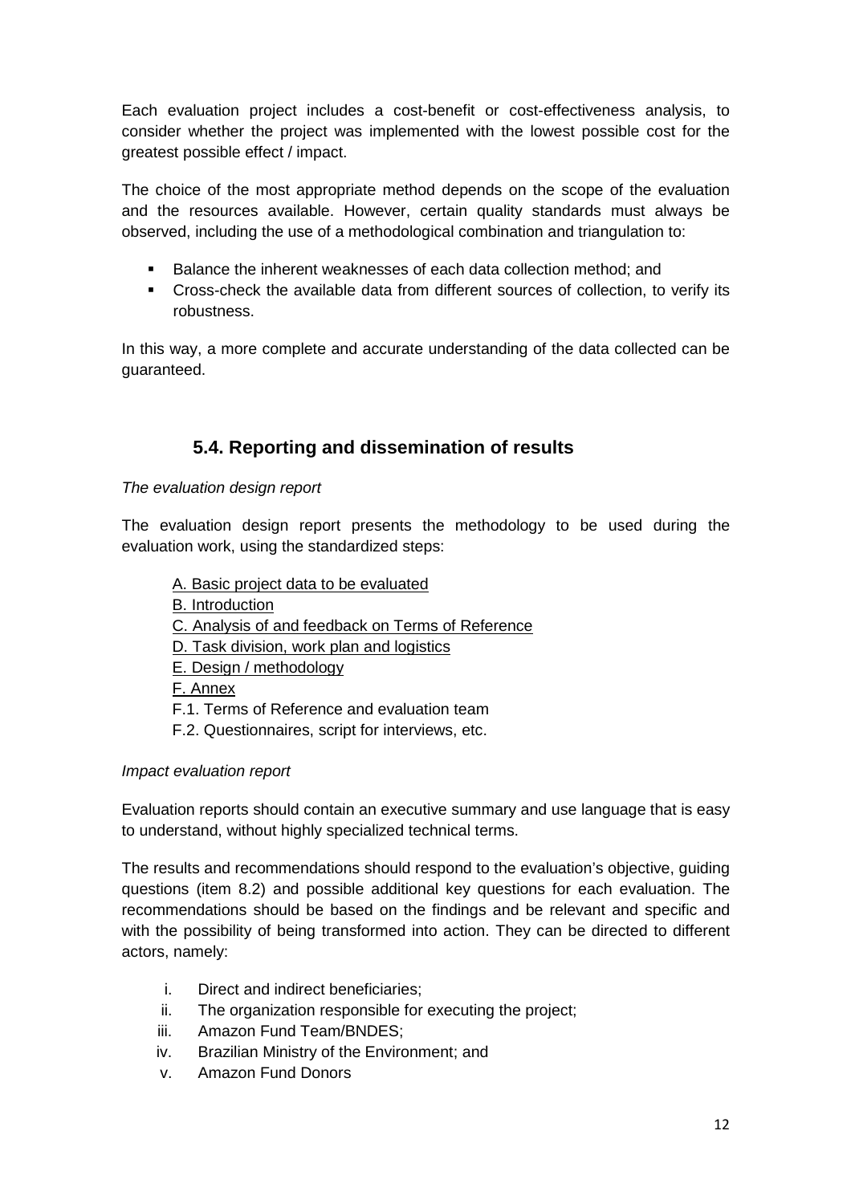Each evaluation project includes a cost-benefit or cost-effectiveness analysis, to consider whether the project was implemented with the lowest possible cost for the greatest possible effect / impact.

The choice of the most appropriate method depends on the scope of the evaluation and the resources available. However, certain quality standards must always be observed, including the use of a methodological combination and triangulation to:

- Balance the inherent weaknesses of each data collection method; and
- Cross-check the available data from different sources of collection, to verify its robustness.

In this way, a more complete and accurate understanding of the data collected can be guaranteed.

## 5.4. Reporting and dissemination of results

*The evaluation design report*

The evaluation design report presents the methodology to be used during the evaluation work, using the standardized steps:

A. Basic project data to be evaluated
B. Introduction
C. Analysis of and feedback on Terms of Reference
D. Task division, work plan and logistics
E. Design / methodology
F. Annex
F.1. Terms of Reference and evaluation team
F.2. Questionnaires, script for interviews, etc.

*Impact evaluation report*

Evaluation reports should contain an executive summary and use language that is easy to understand, without highly specialized technical terms.

The results and recommendations should respond to the evaluation's objective, guiding questions (item 8.2) and possible additional key questions for each evaluation. The recommendations should be based on the findings and be relevant and specific and with the possibility of being transformed into action. They can be directed to different actors, namely:

i. Direct and indirect beneficiaries;
ii. The organization responsible for executing the project;
iii. Amazon Fund Team/BNDES;
iv. Brazilian Ministry of the Environment; and
v. Amazon Fund Donors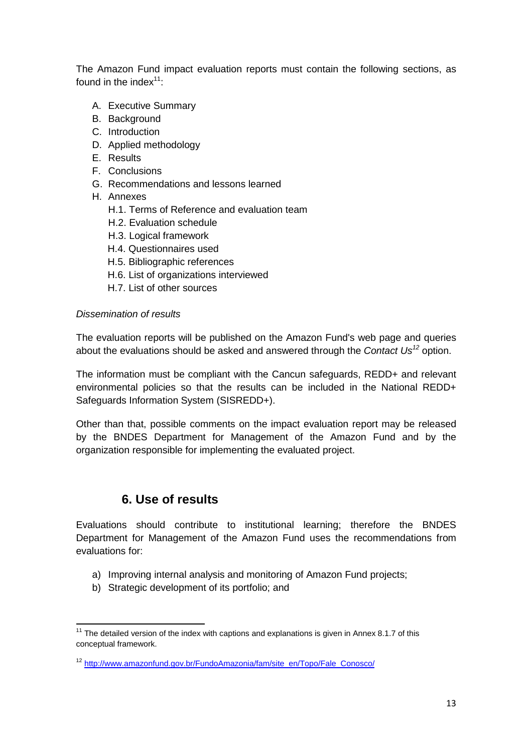The Amazon Fund impact evaluation reports must contain the following sections, as found in the index[11]:

A. Executive Summary
B. Background
C. Introduction
D. Applied methodology
E. Results
F. Conclusions
G. Recommendations and lessons learned
H. Annexes
    H.1. Terms of Reference and evaluation team
    H.2. Evaluation schedule
    H.3. Logical framework
    H.4. Questionnaires used
    H.5. Bibliographic references
    H.6. List of organizations interviewed
    H.7. List of other sources

*Dissemination of results*

The evaluation reports will be published on the Amazon Fund's web page and queries about the evaluations should be asked and answered through the *Contact Us*[12] option.

The information must be compliant with the Cancun safeguards, REDD+ and relevant environmental policies so that the results can be included in the National REDD+ Safeguards Information System (SISREDD+).

Other than that, possible comments on the impact evaluation report may be released by the BNDES Department for Management of the Amazon Fund and by the organization responsible for implementing the evaluated project.

## 6. Use of results

Evaluations should contribute to institutional learning; therefore the BNDES Department for Management of the Amazon Fund uses the recommendations from evaluations for:

a) Improving internal analysis and monitoring of Amazon Fund projects;
b) Strategic development of its portfolio; and

---

[11] The detailed version of the index with captions and explanations is given in Annex 8.1.7 of this conceptual framework.

[12] http://www.amazonfund.gov.br/FundoAmazonia/fam/site_en/Topo/Fale_Conosco/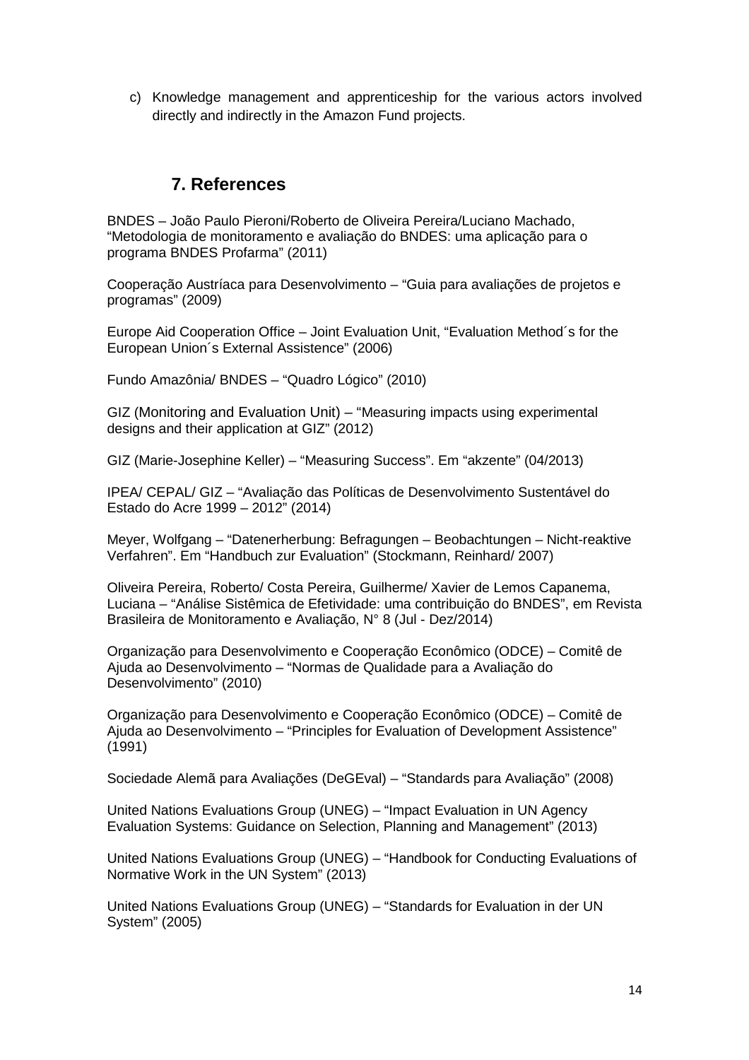c) Knowledge management and apprenticeship for the various actors involved directly and indirectly in the Amazon Fund projects.

## 7. References

BNDES – João Paulo Pieroni/Roberto de Oliveira Pereira/Luciano Machado, "Metodologia de monitoramento e avaliação do BNDES: uma aplicação para o programa BNDES Profarma" (2011)

Cooperação Austríaca para Desenvolvimento – "Guia para avaliações de projetos e programas" (2009)

Europe Aid Cooperation Office – Joint Evaluation Unit, "Evaluation Method´s for the European Union´s External Assistence" (2006)

Fundo Amazônia/ BNDES – "Quadro Lógico" (2010)

GIZ (Monitoring and Evaluation Unit) – "Measuring impacts using experimental designs and their application at GIZ" (2012)

GIZ (Marie-Josephine Keller) – "Measuring Success". Em "akzente" (04/2013)

IPEA/ CEPAL/ GIZ – "Avaliação das Políticas de Desenvolvimento Sustentável do Estado do Acre 1999 – 2012" (2014)

Meyer, Wolfgang – "Datenerherbung: Befragungen – Beobachtungen – Nicht-reaktive Verfahren". Em "Handbuch zur Evaluation" (Stockmann, Reinhard/ 2007)

Oliveira Pereira, Roberto/ Costa Pereira, Guilherme/ Xavier de Lemos Capanema, Luciana – "Análise Sistêmica de Efetividade: uma contribuição do BNDES", em Revista Brasileira de Monitoramento e Avaliação, N° 8 (Jul - Dez/2014)

Organização para Desenvolvimento e Cooperação Econômico (ODCE) – Comitê de Ajuda ao Desenvolvimento – "Normas de Qualidade para a Avaliação do Desenvolvimento" (2010)

Organização para Desenvolvimento e Cooperação Econômico (ODCE) – Comitê de Ajuda ao Desenvolvimento – "Principles for Evaluation of Development Assistence" (1991)

Sociedade Alemã para Avaliações (DeGEval) – "Standards para Avaliação" (2008)

United Nations Evaluations Group (UNEG) – "Impact Evaluation in UN Agency Evaluation Systems: Guidance on Selection, Planning and Management" (2013)

United Nations Evaluations Group (UNEG) – "Handbook for Conducting Evaluations of Normative Work in the UN System" (2013)

United Nations Evaluations Group (UNEG) – "Standards for Evaluation in der UN System" (2005)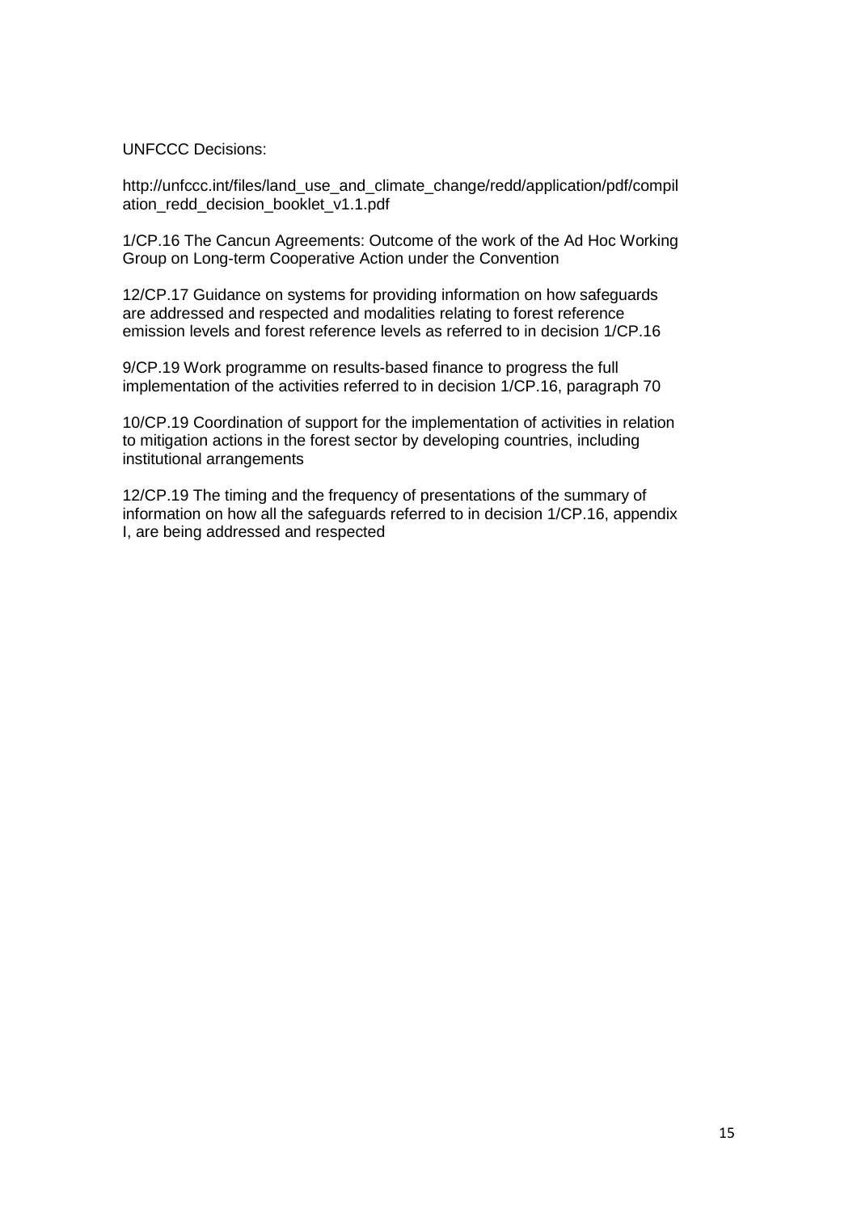UNFCCC Decisions:

http://unfccc.int/files/land_use_and_climate_change/redd/application/pdf/compilation_redd_decision_booklet_v1.1.pdf

1/CP.16 The Cancun Agreements: Outcome of the work of the Ad Hoc Working Group on Long-term Cooperative Action under the Convention

12/CP.17 Guidance on systems for providing information on how safeguards are addressed and respected and modalities relating to forest reference emission levels and forest reference levels as referred to in decision 1/CP.16

9/CP.19 Work programme on results-based finance to progress the full implementation of the activities referred to in decision 1/CP.16, paragraph 70

10/CP.19 Coordination of support for the implementation of activities in relation to mitigation actions in the forest sector by developing countries, including institutional arrangements

12/CP.19 The timing and the frequency of presentations of the summary of information on how all the safeguards referred to in decision 1/CP.16, appendix I, are being addressed and respected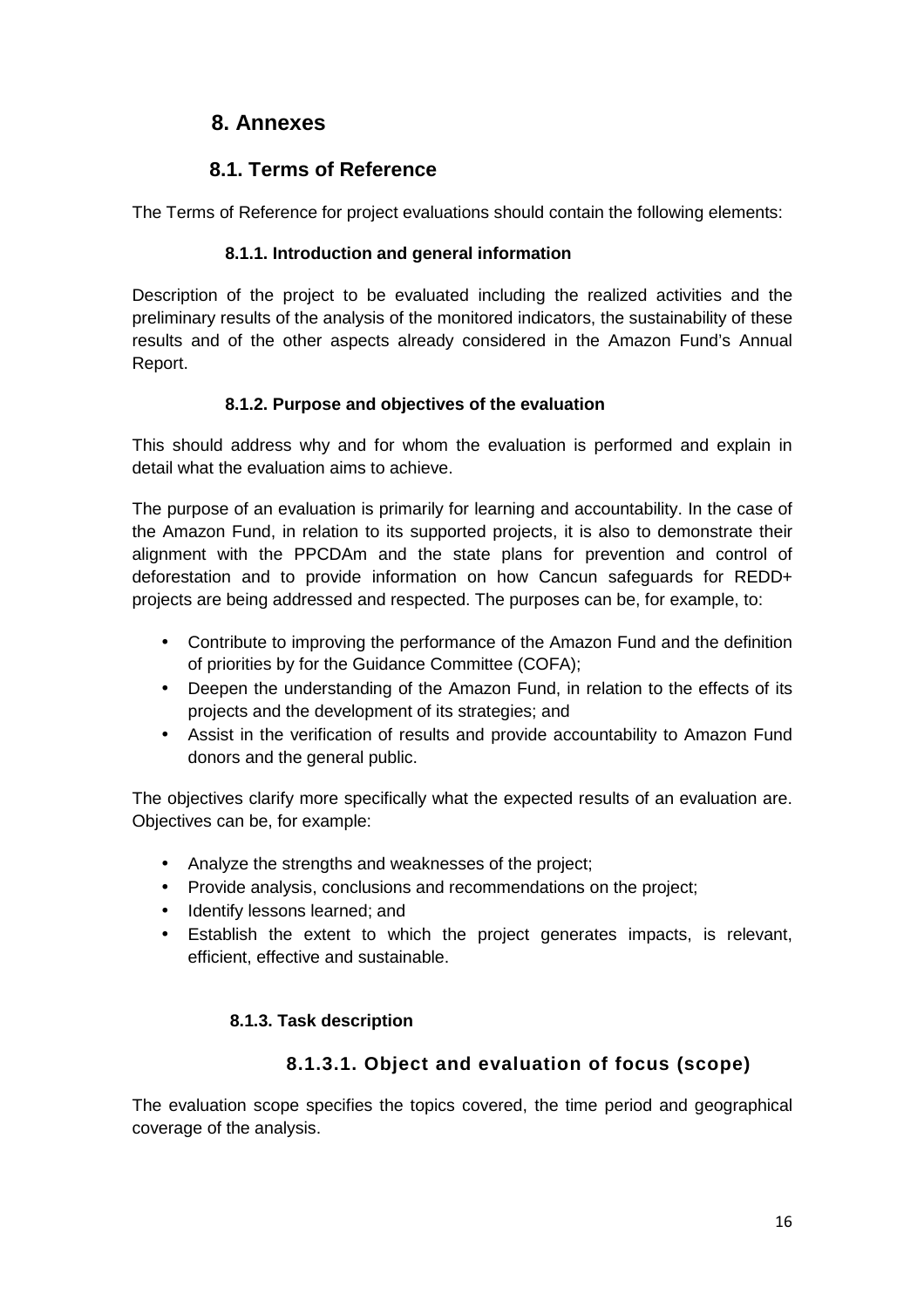# 8. Annexes

## 8.1. Terms of Reference

The Terms of Reference for project evaluations should contain the following elements:

### 8.1.1. Introduction and general information

Description of the project to be evaluated including the realized activities and the preliminary results of the analysis of the monitored indicators, the sustainability of these results and of the other aspects already considered in the Amazon Fund's Annual Report.

### 8.1.2. Purpose and objectives of the evaluation

This should address why and for whom the evaluation is performed and explain in detail what the evaluation aims to achieve.

The purpose of an evaluation is primarily for learning and accountability. In the case of the Amazon Fund, in relation to its supported projects, it is also to demonstrate their alignment with the PPCDAm and the state plans for prevention and control of deforestation and to provide information on how Cancun safeguards for REDD+ projects are being addressed and respected. The purposes can be, for example, to:

- Contribute to improving the performance of the Amazon Fund and the definition of priorities by for the Guidance Committee (COFA);
- Deepen the understanding of the Amazon Fund, in relation to the effects of its projects and the development of its strategies; and
- Assist in the verification of results and provide accountability to Amazon Fund donors and the general public.

The objectives clarify more specifically what the expected results of an evaluation are. Objectives can be, for example:

- Analyze the strengths and weaknesses of the project;
- Provide analysis, conclusions and recommendations on the project;
- Identify lessons learned; and
- Establish the extent to which the project generates impacts, is relevant, efficient, effective and sustainable.

### 8.1.3. Task description

#### 8.1.3.1. Object and evaluation of focus (scope)

The evaluation scope specifies the topics covered, the time period and geographical coverage of the analysis.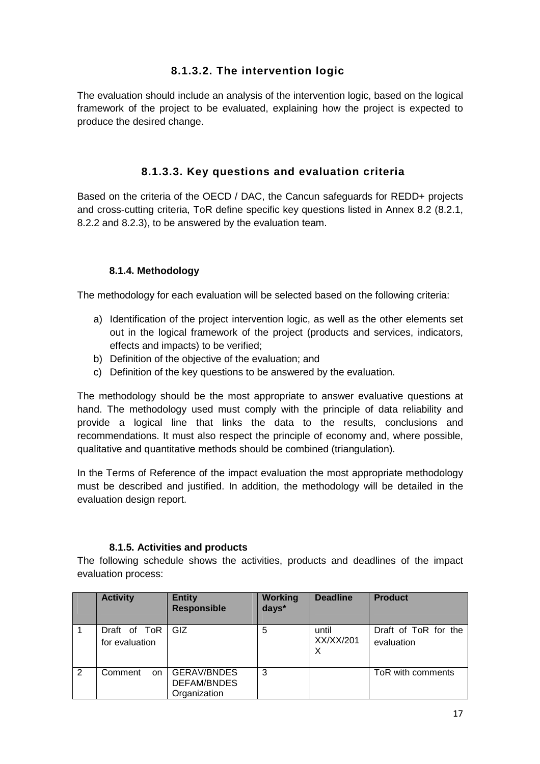#### 8.1.3.2. The intervention logic

The evaluation should include an analysis of the intervention logic, based on the logical framework of the project to be evaluated, explaining how the project is expected to produce the desired change.

#### 8.1.3.3. Key questions and evaluation criteria

Based on the criteria of the OECD / DAC, the Cancun safeguards for REDD+ projects and cross-cutting criteria, ToR define specific key questions listed in Annex 8.2 (8.2.1, 8.2.2 and 8.2.3), to be answered by the evaluation team.

### 8.1.4. Methodology

The methodology for each evaluation will be selected based on the following criteria:

a) Identification of the project intervention logic, as well as the other elements set out in the logical framework of the project (products and services, indicators, effects and impacts) to be verified;
b) Definition of the objective of the evaluation; and
c) Definition of the key questions to be answered by the evaluation.

The methodology should be the most appropriate to answer evaluative questions at hand. The methodology used must comply with the principle of data reliability and provide a logical line that links the data to the results, conclusions and recommendations. It must also respect the principle of economy and, where possible, qualitative and quantitative methods should be combined (triangulation).

In the Terms of Reference of the impact evaluation the most appropriate methodology must be described and justified. In addition, the methodology will be detailed in the evaluation design report.

### 8.1.5. Activities and products

The following schedule shows the activities, products and deadlines of the impact evaluation process:

| | Activity | Entity Responsible | Working days* | Deadline | Product |
|---|---|---|---|---|---|
| 1 | Draft of ToR for evaluation | GIZ | 5 | until XX/XX/201X | Draft of ToR for the evaluation |
| 2 | Comment on | GERAV/BNDES DEFAM/BNDES Organization | 3 | | ToR with comments |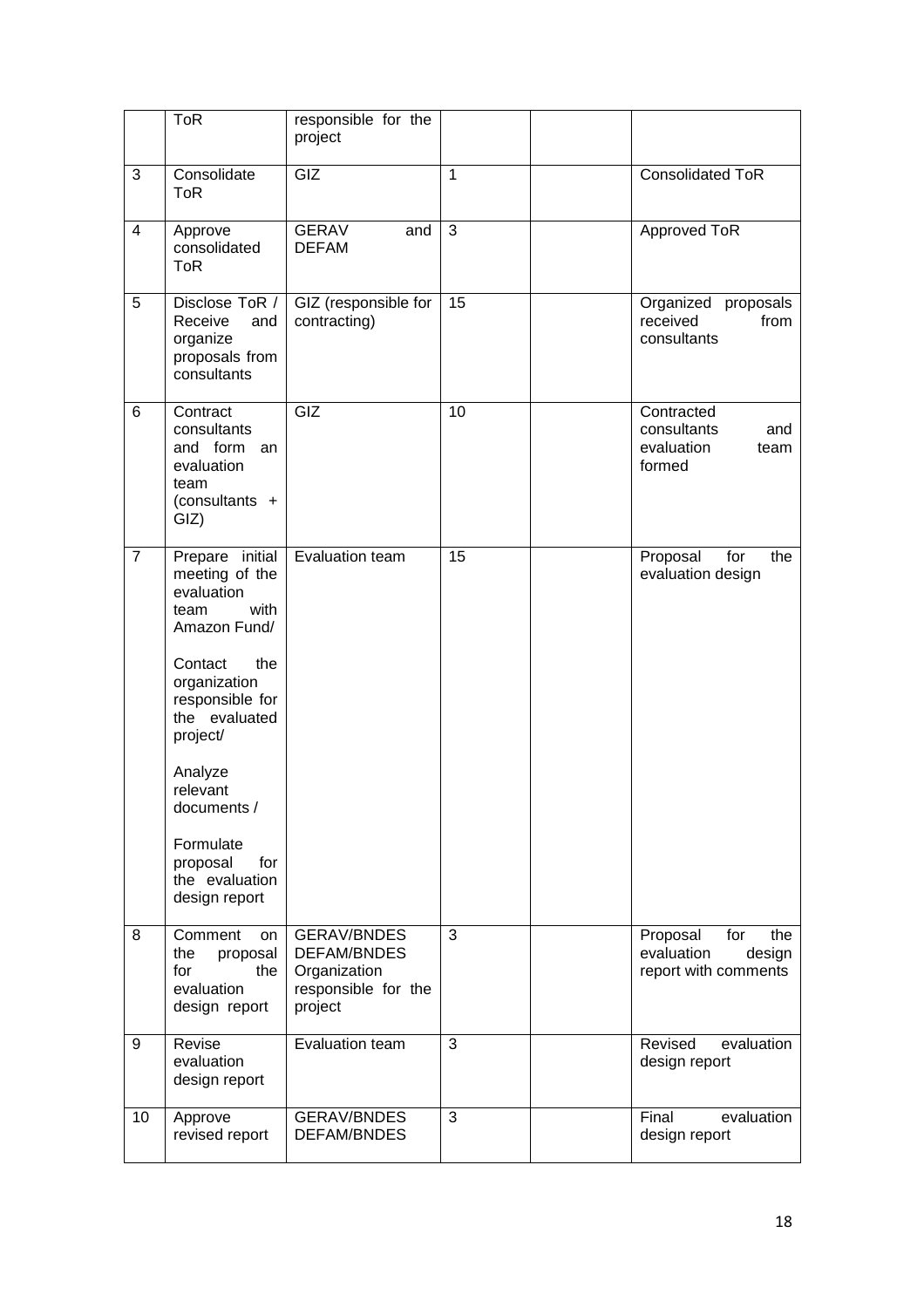| | | | | | |
|---|---|---|---|---|---|
| | ToR | responsible for the project | | | |
| 3 | Consolidate ToR | GIZ | 1 | | Consolidated ToR |
| 4 | Approve consolidated ToR | GERAV and DEFAM | 3 | | Approved ToR |
| 5 | Disclose ToR / Receive and organize proposals from consultants | GIZ (responsible for contracting) | 15 | | Organized proposals received from consultants |
| 6 | Contract consultants and form an evaluation team (consultants + GIZ) | GIZ | 10 | | Contracted consultants and evaluation team formed |
| 7 | Prepare initial meeting of the evaluation team with Amazon Fund/<br><br>Contact the organization responsible for the evaluated project/<br><br>Analyze relevant documents /<br><br>Formulate proposal for the evaluation design report | Evaluation team | 15 | | Proposal for the evaluation design |
| 8 | Comment on the proposal for the evaluation design report | GERAV/BNDES DEFAM/BNDES Organization responsible for the project | 3 | | Proposal for the evaluation design report with comments |
| 9 | Revise evaluation design report | Evaluation team | 3 | | Revised evaluation design report |
| 10 | Approve revised report | GERAV/BNDES DEFAM/BNDES | 3 | | Final evaluation design report |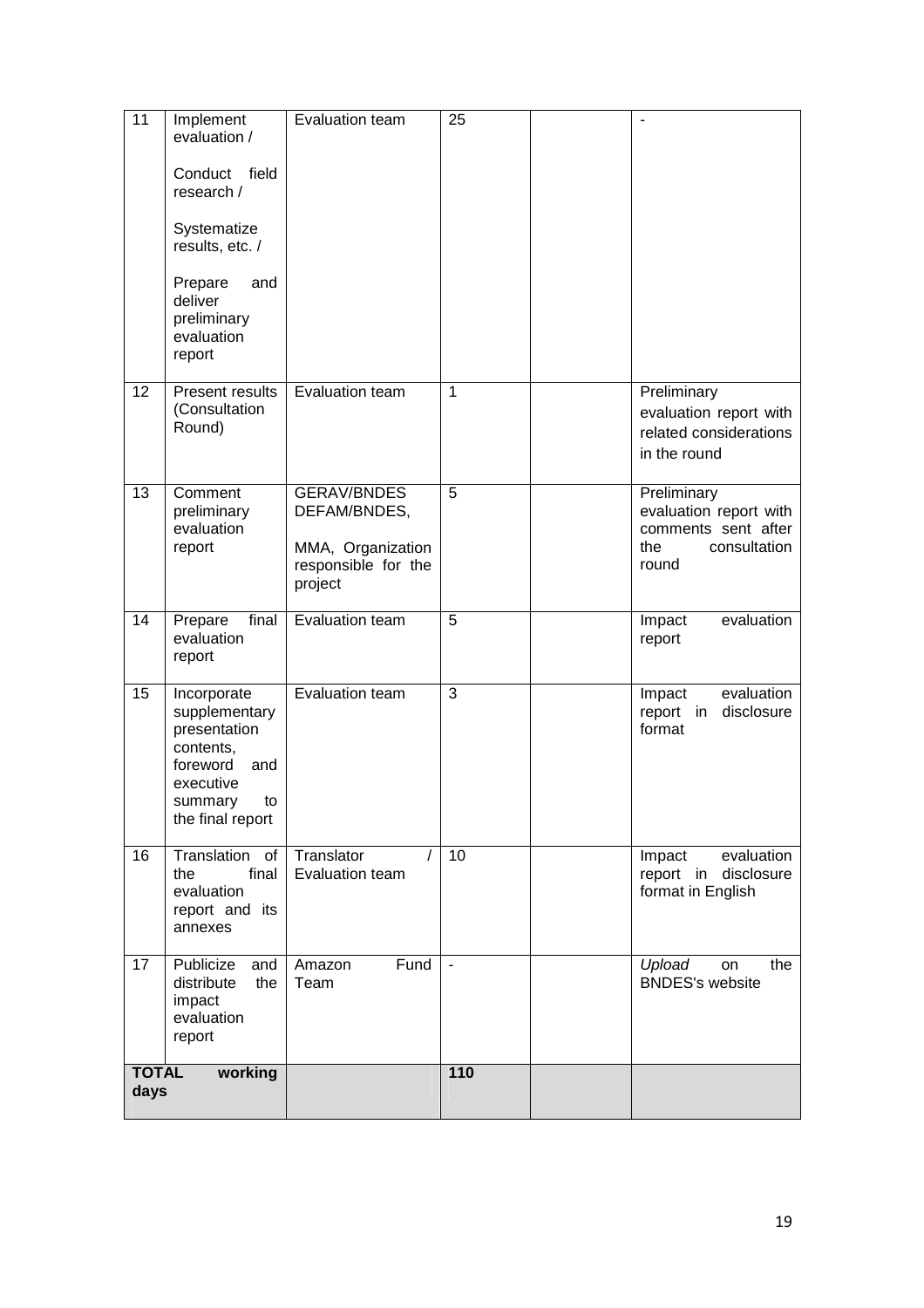| | | | | | |
|---|---|---|---|---|---|
| 11 | Implement evaluation / Conduct field research / Systematize results, etc. / Prepare and deliver preliminary evaluation report | Evaluation team | 25 | | - |
| 12 | Present results (Consultation Round) | Evaluation team | 1 | | Preliminary evaluation report with related considerations in the round |
| 13 | Comment preliminary evaluation report | GERAV/BNDES DEFAM/BNDES, MMA, Organization responsible for the project | 5 | | Preliminary evaluation report with comments sent after the consultation round |
| 14 | Prepare final evaluation report | Evaluation team | 5 | | Impact evaluation report |
| 15 | Incorporate supplementary presentation contents, foreword and executive summary to the final report | Evaluation team | 3 | | Impact evaluation report in disclosure format |
| 16 | Translation of the final evaluation report and its annexes | Translator / Evaluation team | 10 | | Impact evaluation report in disclosure format in English |
| 17 | Publicize and distribute the impact evaluation report | Amazon Fund Team | - | | *Upload* on the BNDES's website |
| **TOTAL working days** | | | **110** | | |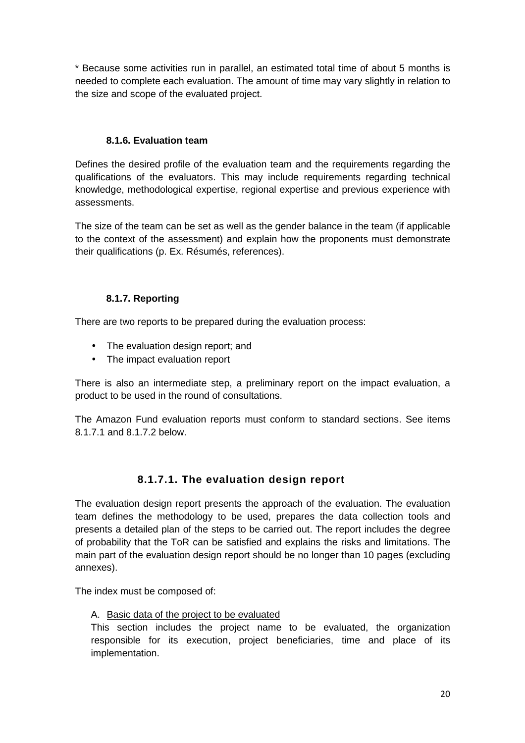* Because some activities run in parallel, an estimated total time of about 5 months is needed to complete each evaluation. The amount of time may vary slightly in relation to the size and scope of the evaluated project.

#### 8.1.6. Evaluation team

Defines the desired profile of the evaluation team and the requirements regarding the qualifications of the evaluators. This may include requirements regarding technical knowledge, methodological expertise, regional expertise and previous experience with assessments.

The size of the team can be set as well as the gender balance in the team (if applicable to the context of the assessment) and explain how the proponents must demonstrate their qualifications (p. Ex. Résumés, references).

#### 8.1.7. Reporting

There are two reports to be prepared during the evaluation process:

- The evaluation design report; and
- The impact evaluation report

There is also an intermediate step, a preliminary report on the impact evaluation, a product to be used in the round of consultations.

The Amazon Fund evaluation reports must conform to standard sections. See items 8.1.7.1 and 8.1.7.2 below.

##### 8.1.7.1. The evaluation design report

The evaluation design report presents the approach of the evaluation. The evaluation team defines the methodology to be used, prepares the data collection tools and presents a detailed plan of the steps to be carried out. The report includes the degree of probability that the ToR can be satisfied and explains the risks and limitations. The main part of the evaluation design report should be no longer than 10 pages (excluding annexes).

The index must be composed of:

A. <u>Basic data of the project to be evaluated</u>
This section includes the project name to be evaluated, the organization responsible for its execution, project beneficiaries, time and place of its implementation.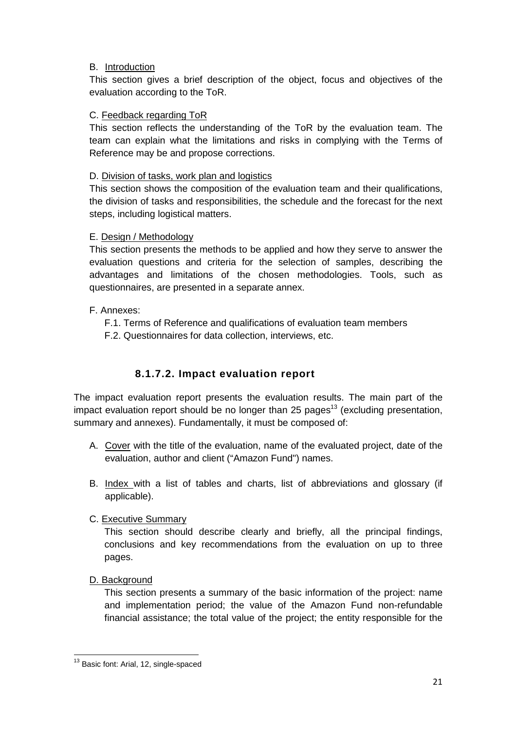B. Introduction

This section gives a brief description of the object, focus and objectives of the evaluation according to the ToR.

C. Feedback regarding ToR

This section reflects the understanding of the ToR by the evaluation team. The team can explain what the limitations and risks in complying with the Terms of Reference may be and propose corrections.

D. Division of tasks, work plan and logistics

This section shows the composition of the evaluation team and their qualifications, the division of tasks and responsibilities, the schedule and the forecast for the next steps, including logistical matters.

E. Design / Methodology

This section presents the methods to be applied and how they serve to answer the evaluation questions and criteria for the selection of samples, describing the advantages and limitations of the chosen methodologies. Tools, such as questionnaires, are presented in a separate annex.

F. Annexes:

F.1. Terms of Reference and qualifications of evaluation team members

F.2. Questionnaires for data collection, interviews, etc.

#### 8.1.7.2. Impact evaluation report

The impact evaluation report presents the evaluation results. The main part of the impact evaluation report should be no longer than 25 pages[13] (excluding presentation, summary and annexes). Fundamentally, it must be composed of:

A. Cover with the title of the evaluation, name of the evaluated project, date of the evaluation, author and client ("Amazon Fund") names.

B. Index with a list of tables and charts, list of abbreviations and glossary (if applicable).

C. Executive Summary

This section should describe clearly and briefly, all the principal findings, conclusions and key recommendations from the evaluation on up to three pages.

D. Background

This section presents a summary of the basic information of the project: name and implementation period; the value of the Amazon Fund non-refundable financial assistance; the total value of the project; the entity responsible for the

[13] Basic font: Arial, 12, single-spaced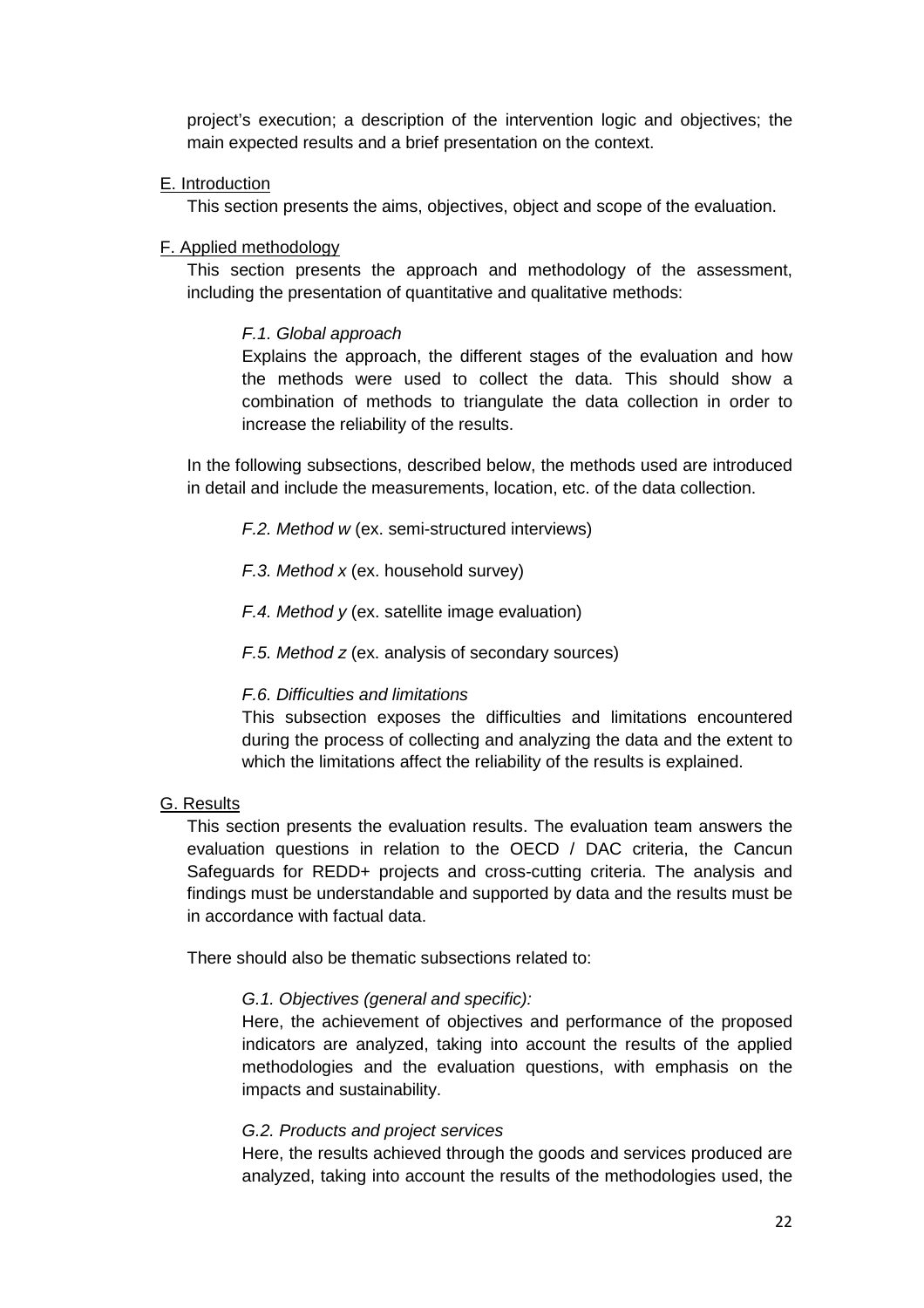project's execution; a description of the intervention logic and objectives; the main expected results and a brief presentation on the context.

E. Introduction

This section presents the aims, objectives, object and scope of the evaluation.

F. Applied methodology

This section presents the approach and methodology of the assessment, including the presentation of quantitative and qualitative methods:

*F.1. Global approach*

Explains the approach, the different stages of the evaluation and how the methods were used to collect the data. This should show a combination of methods to triangulate the data collection in order to increase the reliability of the results.

In the following subsections, described below, the methods used are introduced in detail and include the measurements, location, etc. of the data collection.

*F.2. Method w* (ex. semi-structured interviews)

*F.3. Method x* (ex. household survey)

*F.4. Method y* (ex. satellite image evaluation)

*F.5. Method z* (ex. analysis of secondary sources)

*F.6. Difficulties and limitations*

This subsection exposes the difficulties and limitations encountered during the process of collecting and analyzing the data and the extent to which the limitations affect the reliability of the results is explained.

G. Results

This section presents the evaluation results. The evaluation team answers the evaluation questions in relation to the OECD / DAC criteria, the Cancun Safeguards for REDD+ projects and cross-cutting criteria. The analysis and findings must be understandable and supported by data and the results must be in accordance with factual data.

There should also be thematic subsections related to:

*G.1. Objectives (general and specific):*

Here, the achievement of objectives and performance of the proposed indicators are analyzed, taking into account the results of the applied methodologies and the evaluation questions, with emphasis on the impacts and sustainability.

*G.2. Products and project services*

Here, the results achieved through the goods and services produced are analyzed, taking into account the results of the methodologies used, the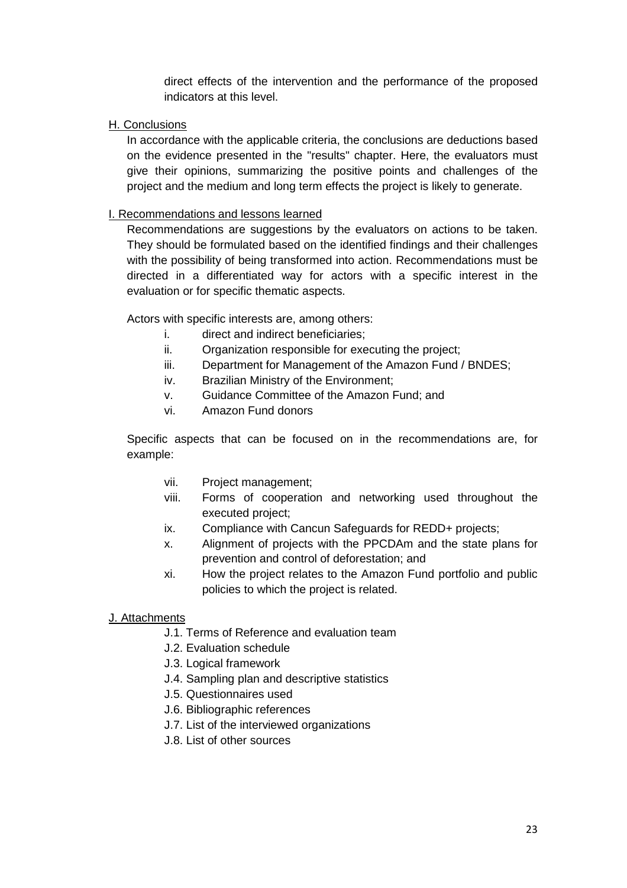direct effects of the intervention and the performance of the proposed indicators at this level.

## H. Conclusions

In accordance with the applicable criteria, the conclusions are deductions based on the evidence presented in the "results" chapter. Here, the evaluators must give their opinions, summarizing the positive points and challenges of the project and the medium and long term effects the project is likely to generate.

## I. Recommendations and lessons learned

Recommendations are suggestions by the evaluators on actions to be taken. They should be formulated based on the identified findings and their challenges with the possibility of being transformed into action. Recommendations must be directed in a differentiated way for actors with a specific interest in the evaluation or for specific thematic aspects.

Actors with specific interests are, among others:

- i. direct and indirect beneficiaries;
- ii. Organization responsible for executing the project;
- iii. Department for Management of the Amazon Fund / BNDES;
- iv. Brazilian Ministry of the Environment;
- v. Guidance Committee of the Amazon Fund; and
- vi. Amazon Fund donors

Specific aspects that can be focused on in the recommendations are, for example:

- vii. Project management;
- viii. Forms of cooperation and networking used throughout the executed project;
- ix. Compliance with Cancun Safeguards for REDD+ projects;
- x. Alignment of projects with the PPCDAm and the state plans for prevention and control of deforestation; and
- xi. How the project relates to the Amazon Fund portfolio and public policies to which the project is related.

## J. Attachments

- J.1. Terms of Reference and evaluation team
- J.2. Evaluation schedule
- J.3. Logical framework
- J.4. Sampling plan and descriptive statistics
- J.5. Questionnaires used
- J.6. Bibliographic references
- J.7. List of the interviewed organizations
- J.8. List of other sources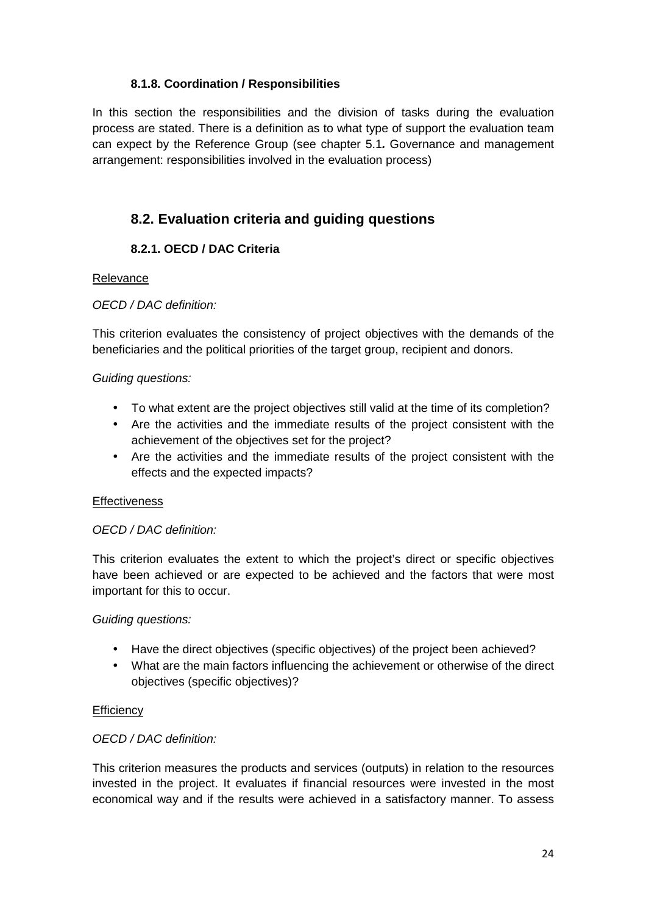#### 8.1.8. Coordination / Responsibilities

In this section the responsibilities and the division of tasks during the evaluation process are stated. There is a definition as to what type of support the evaluation team can expect by the Reference Group (see chapter 5.1**.** Governance and management arrangement: responsibilities involved in the evaluation process)

### 8.2. Evaluation criteria and guiding questions

#### 8.2.1. OECD / DAC Criteria

Relevance

*OECD / DAC definition:*

This criterion evaluates the consistency of project objectives with the demands of the beneficiaries and the political priorities of the target group, recipient and donors.

*Guiding questions:*

- To what extent are the project objectives still valid at the time of its completion?
- Are the activities and the immediate results of the project consistent with the achievement of the objectives set for the project?
- Are the activities and the immediate results of the project consistent with the effects and the expected impacts?

Effectiveness

*OECD / DAC definition:*

This criterion evaluates the extent to which the project's direct or specific objectives have been achieved or are expected to be achieved and the factors that were most important for this to occur.

*Guiding questions:*

- Have the direct objectives (specific objectives) of the project been achieved?
- What are the main factors influencing the achievement or otherwise of the direct objectives (specific objectives)?

Efficiency

*OECD / DAC definition:*

This criterion measures the products and services (outputs) in relation to the resources invested in the project. It evaluates if financial resources were invested in the most economical way and if the results were achieved in a satisfactory manner. To assess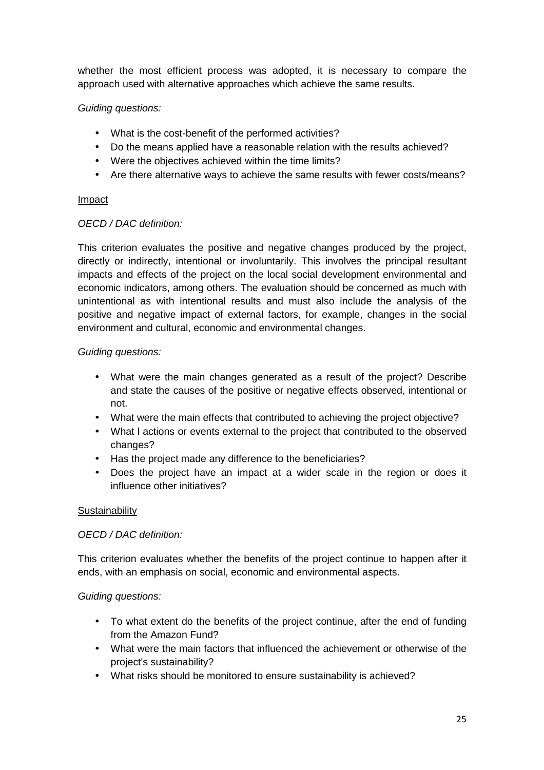whether the most efficient process was adopted, it is necessary to compare the approach used with alternative approaches which achieve the same results.

*Guiding questions:*

- What is the cost-benefit of the performed activities?
- Do the means applied have a reasonable relation with the results achieved?
- Were the objectives achieved within the time limits?
- Are there alternative ways to achieve the same results with fewer costs/means?

<u>Impact</u>

*OECD / DAC definition:*

This criterion evaluates the positive and negative changes produced by the project, directly or indirectly, intentional or involuntarily. This involves the principal resultant impacts and effects of the project on the local social development environmental and economic indicators, among others. The evaluation should be concerned as much with unintentional as with intentional results and must also include the analysis of the positive and negative impact of external factors, for example, changes in the social environment and cultural, economic and environmental changes.

*Guiding questions:*

- What were the main changes generated as a result of the project? Describe and state the causes of the positive or negative effects observed, intentional or not.
- What were the main effects that contributed to achieving the project objective?
- What l actions or events external to the project that contributed to the observed changes?
- Has the project made any difference to the beneficiaries?
- Does the project have an impact at a wider scale in the region or does it influence other initiatives?

<u>Sustainability</u>

*OECD / DAC definition:*

This criterion evaluates whether the benefits of the project continue to happen after it ends, with an emphasis on social, economic and environmental aspects.

*Guiding questions:*

- To what extent do the benefits of the project continue, after the end of funding from the Amazon Fund?
- What were the main factors that influenced the achievement or otherwise of the project's sustainability?
- What risks should be monitored to ensure sustainability is achieved?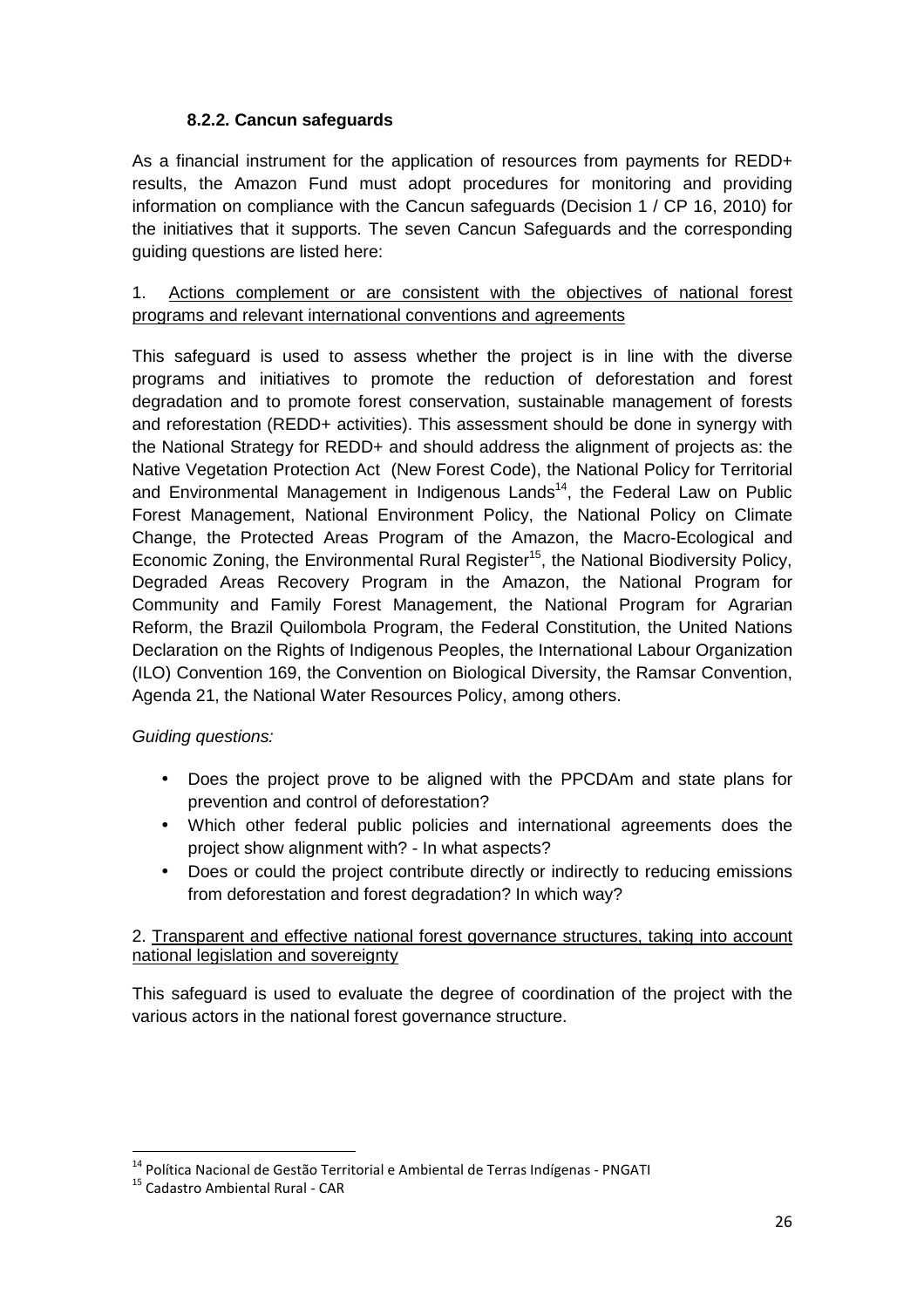#### 8.2.2. Cancun safeguards

As a financial instrument for the application of resources from payments for REDD+ results, the Amazon Fund must adopt procedures for monitoring and providing information on compliance with the Cancun safeguards (Decision 1 / CP 16, 2010) for the initiatives that it supports. The seven Cancun Safeguards and the corresponding guiding questions are listed here:

1. <u>Actions complement or are consistent with the objectives of national forest programs and relevant international conventions and agreements</u>

This safeguard is used to assess whether the project is in line with the diverse programs and initiatives to promote the reduction of deforestation and forest degradation and to promote forest conservation, sustainable management of forests and reforestation (REDD+ activities). This assessment should be done in synergy with the National Strategy for REDD+ and should address the alignment of projects as: the Native Vegetation Protection Act (New Forest Code), the National Policy for Territorial and Environmental Management in Indigenous Lands[14], the Federal Law on Public Forest Management, National Environment Policy, the National Policy on Climate Change, the Protected Areas Program of the Amazon, the Macro-Ecological and Economic Zoning, the Environmental Rural Register[15], the National Biodiversity Policy, Degraded Areas Recovery Program in the Amazon, the National Program for Community and Family Forest Management, the National Program for Agrarian Reform, the Brazil Quilombola Program, the Federal Constitution, the United Nations Declaration on the Rights of Indigenous Peoples, the International Labour Organization (ILO) Convention 169, the Convention on Biological Diversity, the Ramsar Convention, Agenda 21, the National Water Resources Policy, among others.

*Guiding questions:*

- Does the project prove to be aligned with the PPCDAm and state plans for prevention and control of deforestation?
- Which other federal public policies and international agreements does the project show alignment with? - In what aspects?
- Does or could the project contribute directly or indirectly to reducing emissions from deforestation and forest degradation? In which way?

2. <u>Transparent and effective national forest governance structures, taking into account national legislation and sovereignty</u>

This safeguard is used to evaluate the degree of coordination of the project with the various actors in the national forest governance structure.

[14] Política Nacional de Gestão Territorial e Ambiental de Terras Indígenas - PNGATI

[15] Cadastro Ambiental Rural - CAR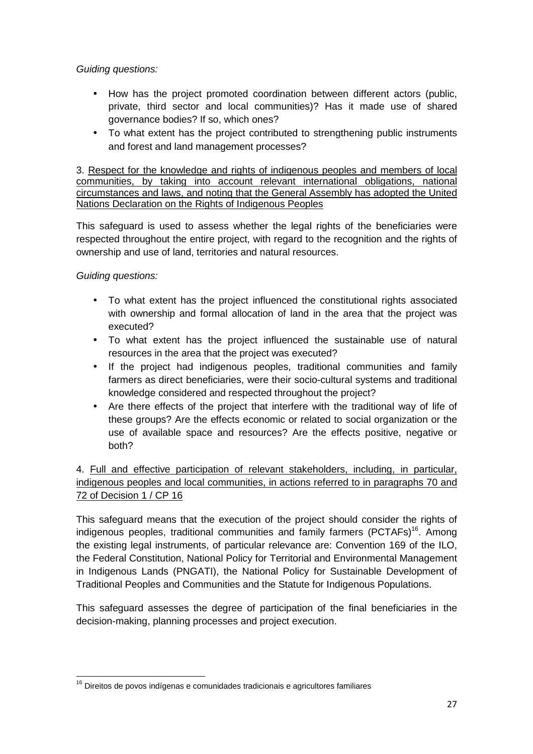*Guiding questions:*

- How has the project promoted coordination between different actors (public, private, third sector and local communities)? Has it made use of shared governance bodies? If so, which ones?
- To what extent has the project contributed to strengthening public instruments and forest and land management processes?

3. <u>Respect for the knowledge and rights of indigenous peoples and members of local communities, by taking into account relevant international obligations, national circumstances and laws, and noting that the General Assembly has adopted the United Nations Declaration on the Rights of Indigenous Peoples</u>

This safeguard is used to assess whether the legal rights of the beneficiaries were respected throughout the entire project, with regard to the recognition and the rights of ownership and use of land, territories and natural resources.

*Guiding questions:*

- To what extent has the project influenced the constitutional rights associated with ownership and formal allocation of land in the area that the project was executed?
- To what extent has the project influenced the sustainable use of natural resources in the area that the project was executed?
- If the project had indigenous peoples, traditional communities and family farmers as direct beneficiaries, were their socio-cultural systems and traditional knowledge considered and respected throughout the project?
- Are there effects of the project that interfere with the traditional way of life of these groups? Are the effects economic or related to social organization or the use of available space and resources? Are the effects positive, negative or both?

4. <u>Full and effective participation of relevant stakeholders, including, in particular, indigenous peoples and local communities, in actions referred to in paragraphs 70 and 72 of Decision 1 / CP 16</u>

This safeguard means that the execution of the project should consider the rights of indigenous peoples, traditional communities and family farmers (PCTAFs)[16]. Among the existing legal instruments, of particular relevance are: Convention 169 of the ILO, the Federal Constitution, National Policy for Territorial and Environmental Management in Indigenous Lands (PNGATI), the National Policy for Sustainable Development of Traditional Peoples and Communities and the Statute for Indigenous Populations.

This safeguard assesses the degree of participation of the final beneficiaries in the decision-making, planning processes and project execution.

---

[16] Direitos de povos indígenas e comunidades tradicionais e agricultores familiares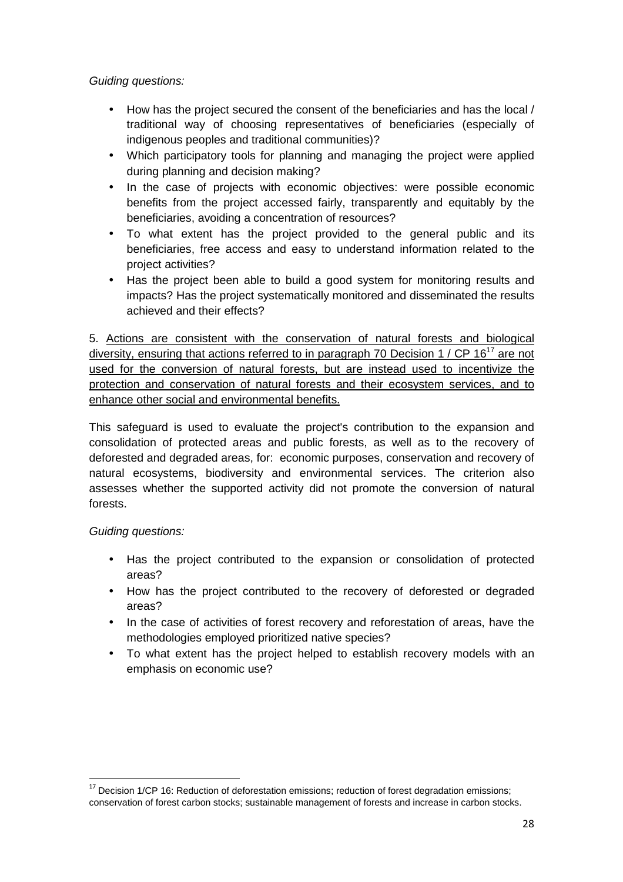*Guiding questions:*

- How has the project secured the consent of the beneficiaries and has the local / traditional way of choosing representatives of beneficiaries (especially of indigenous peoples and traditional communities)?
- Which participatory tools for planning and managing the project were applied during planning and decision making?
- In the case of projects with economic objectives: were possible economic benefits from the project accessed fairly, transparently and equitably by the beneficiaries, avoiding a concentration of resources?
- To what extent has the project provided to the general public and its beneficiaries, free access and easy to understand information related to the project activities?
- Has the project been able to build a good system for monitoring results and impacts? Has the project systematically monitored and disseminated the results achieved and their effects?

5. <u>Actions are consistent with the conservation of natural forests and biological diversity, ensuring that actions referred to in paragraph 70 Decision 1 / CP 16[17] are not used for the conversion of natural forests, but are instead used to incentivize the protection and conservation of natural forests and their ecosystem services, and to enhance other social and environmental benefits.</u>

This safeguard is used to evaluate the project's contribution to the expansion and consolidation of protected areas and public forests, as well as to the recovery of deforested and degraded areas, for: economic purposes, conservation and recovery of natural ecosystems, biodiversity and environmental services. The criterion also assesses whether the supported activity did not promote the conversion of natural forests.

*Guiding questions:*

- Has the project contributed to the expansion or consolidation of protected areas?
- How has the project contributed to the recovery of deforested or degraded areas?
- In the case of activities of forest recovery and reforestation of areas, have the methodologies employed prioritized native species?
- To what extent has the project helped to establish recovery models with an emphasis on economic use?

[17] Decision 1/CP 16: Reduction of deforestation emissions; reduction of forest degradation emissions; conservation of forest carbon stocks; sustainable management of forests and increase in carbon stocks.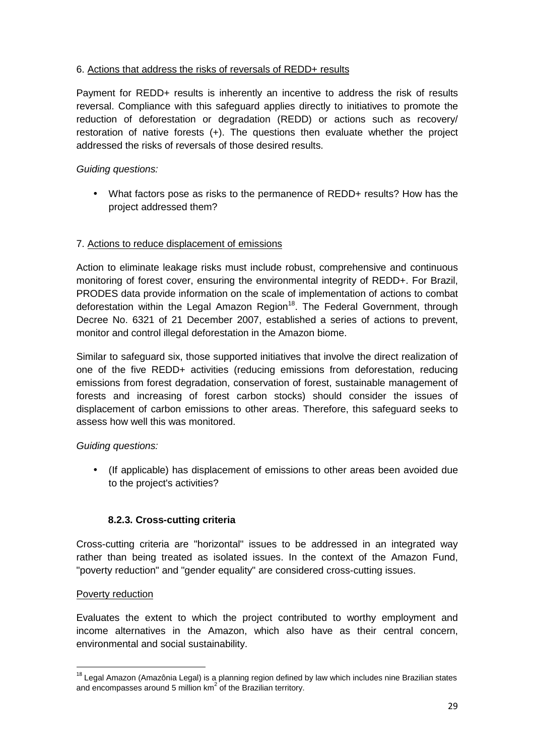6. Actions that address the risks of reversals of REDD+ results

Payment for REDD+ results is inherently an incentive to address the risk of results reversal. Compliance with this safeguard applies directly to initiatives to promote the reduction of deforestation or degradation (REDD) or actions such as recovery/ restoration of native forests (+). The questions then evaluate whether the project addressed the risks of reversals of those desired results.

*Guiding questions:*

- What factors pose as risks to the permanence of REDD+ results? How has the project addressed them?

7. Actions to reduce displacement of emissions

Action to eliminate leakage risks must include robust, comprehensive and continuous monitoring of forest cover, ensuring the environmental integrity of REDD+. For Brazil, PRODES data provide information on the scale of implementation of actions to combat deforestation within the Legal Amazon Region[18]. The Federal Government, through Decree No. 6321 of 21 December 2007, established a series of actions to prevent, monitor and control illegal deforestation in the Amazon biome.

Similar to safeguard six, those supported initiatives that involve the direct realization of one of the five REDD+ activities (reducing emissions from deforestation, reducing emissions from forest degradation, conservation of forest, sustainable management of forests and increasing of forest carbon stocks) should consider the issues of displacement of carbon emissions to other areas. Therefore, this safeguard seeks to assess how well this was monitored.

*Guiding questions:*

- (If applicable) has displacement of emissions to other areas been avoided due to the project's activities?

### 8.2.3. Cross-cutting criteria

Cross-cutting criteria are "horizontal" issues to be addressed in an integrated way rather than being treated as isolated issues. In the context of the Amazon Fund, "poverty reduction" and "gender equality" are considered cross-cutting issues.

Poverty reduction

Evaluates the extent to which the project contributed to worthy employment and income alternatives in the Amazon, which also have as their central concern, environmental and social sustainability.

[18] Legal Amazon (Amazônia Legal) is a planning region defined by law which includes nine Brazilian states and encompasses around 5 million $km^2$ of the Brazilian territory.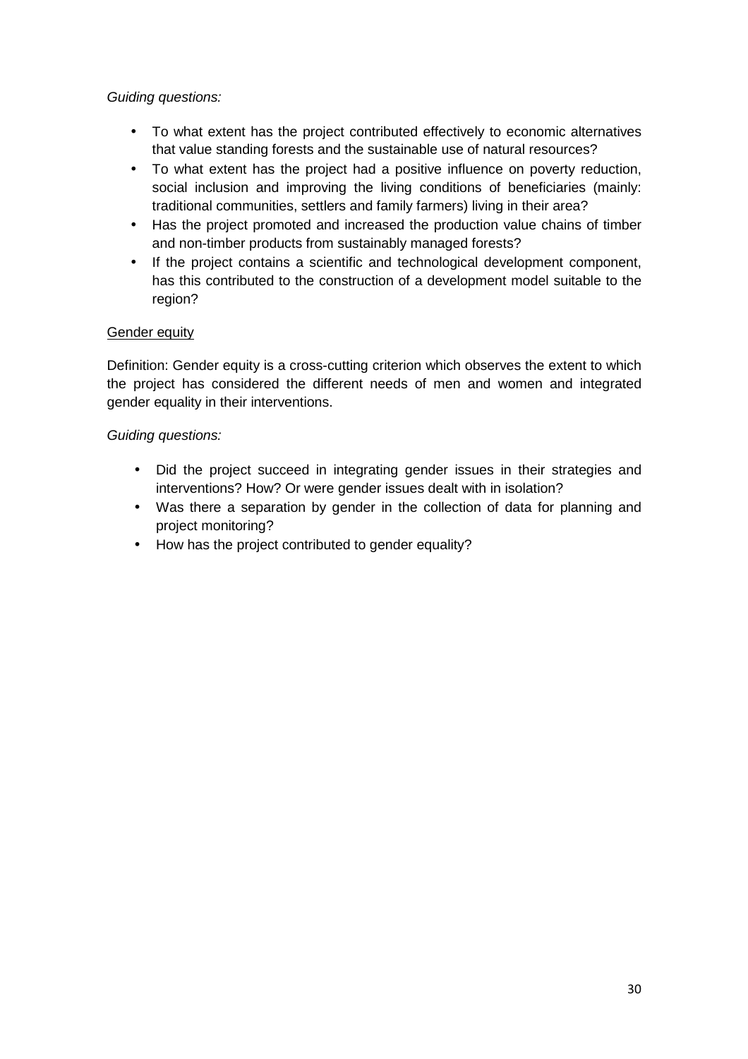*Guiding questions:*

- To what extent has the project contributed effectively to economic alternatives that value standing forests and the sustainable use of natural resources?
- To what extent has the project had a positive influence on poverty reduction, social inclusion and improving the living conditions of beneficiaries (mainly: traditional communities, settlers and family farmers) living in their area?
- Has the project promoted and increased the production value chains of timber and non-timber products from sustainably managed forests?
- If the project contains a scientific and technological development component, has this contributed to the construction of a development model suitable to the region?

<u>Gender equity</u>

Definition: Gender equity is a cross-cutting criterion which observes the extent to which the project has considered the different needs of men and women and integrated gender equality in their interventions.

*Guiding questions:*

- Did the project succeed in integrating gender issues in their strategies and interventions? How? Or were gender issues dealt with in isolation?
- Was there a separation by gender in the collection of data for planning and project monitoring?
- How has the project contributed to gender equality?